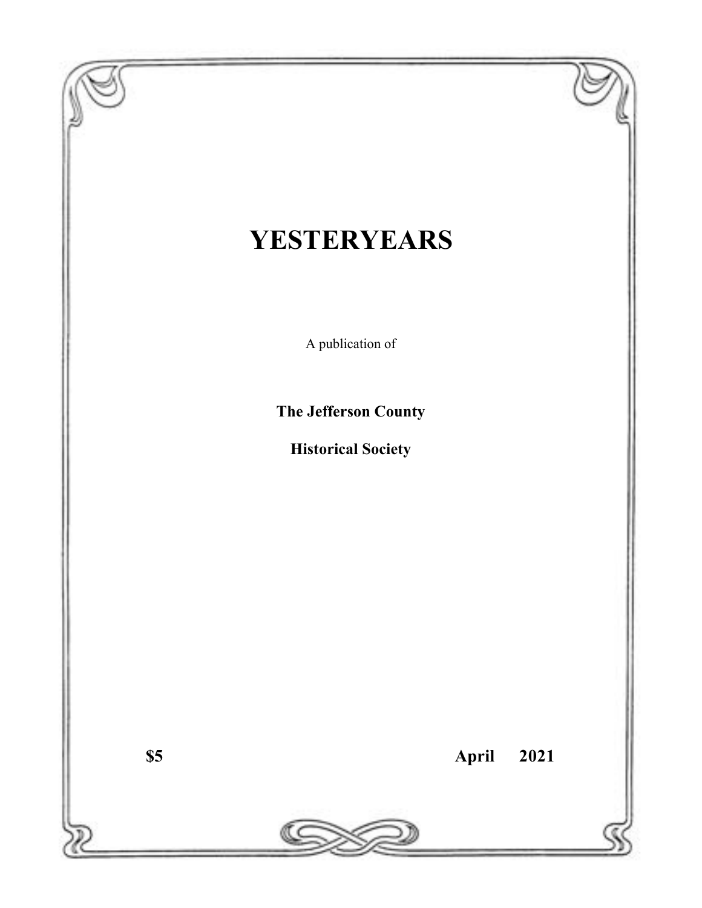# YESTERYEARS

A publication of

**The Jefferson County**

**Historical Society**

**$5** **April 2021**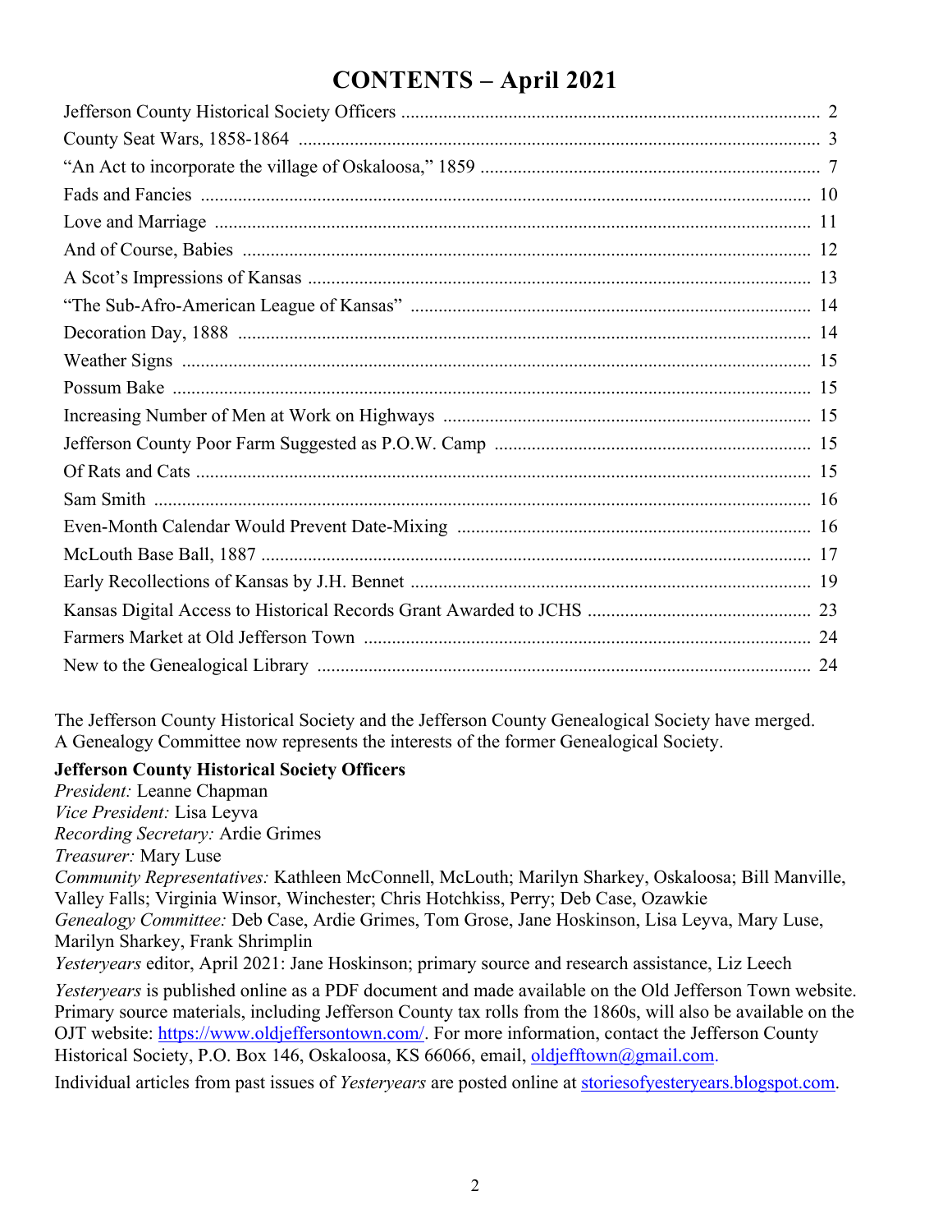# CONTENTS – April 2021

| | |
|---|---|
| Jefferson County Historical Society Officers | 2 |
| County Seat Wars, 1858-1864 | 3 |
| "An Act to incorporate the village of Oskaloosa," 1859 | 7 |
| Fads and Fancies | 10 |
| Love and Marriage | 11 |
| And of Course, Babies | 12 |
| A Scot's Impressions of Kansas | 13 |
| "The Sub-Afro-American League of Kansas" | 14 |
| Decoration Day, 1888 | 14 |
| Weather Signs | 15 |
| Possum Bake | 15 |
| Increasing Number of Men at Work on Highways | 15 |
| Jefferson County Poor Farm Suggested as P.O.W. Camp | 15 |
| Of Rats and Cats | 15 |
| Sam Smith | 16 |
| Even-Month Calendar Would Prevent Date-Mixing | 16 |
| McLouth Base Ball, 1887 | 17 |
| Early Recollections of Kansas by J.H. Bennet | 19 |
| Kansas Digital Access to Historical Records Grant Awarded to JCHS | 23 |
| Farmers Market at Old Jefferson Town | 24 |
| New to the Genealogical Library | 24 |

The Jefferson County Historical Society and the Jefferson County Genealogical Society have merged. A Genealogy Committee now represents the interests of the former Genealogical Society.

**Jefferson County Historical Society Officers**
*President:* Leanne Chapman
*Vice President:* Lisa Leyva
*Recording Secretary:* Ardie Grimes
*Treasurer:* Mary Luse
*Community Representatives:* Kathleen McConnell, McLouth; Marilyn Sharkey, Oskaloosa; Bill Manville, Valley Falls; Virginia Winsor, Winchester; Chris Hotchkiss, Perry; Deb Case, Ozawkie
*Genealogy Committee:* Deb Case, Ardie Grimes, Tom Grose, Jane Hoskinson, Lisa Leyva, Mary Luse, Marilyn Sharkey, Frank Shrimplin
*Yesteryears* editor, April 2021: Jane Hoskinson; primary source and research assistance, Liz Leech

*Yesteryears* is published online as a PDF document and made available on the Old Jefferson Town website. Primary source materials, including Jefferson County tax rolls from the 1860s, will also be available on the OJT website: https://www.oldjeffersontown.com/. For more information, contact the Jefferson County Historical Society, P.O. Box 146, Oskaloosa, KS 66066, email, oldjefftown@gmail.com.

Individual articles from past issues of *Yesteryears* are posted online at storiesofyesteryears.blogspot.com.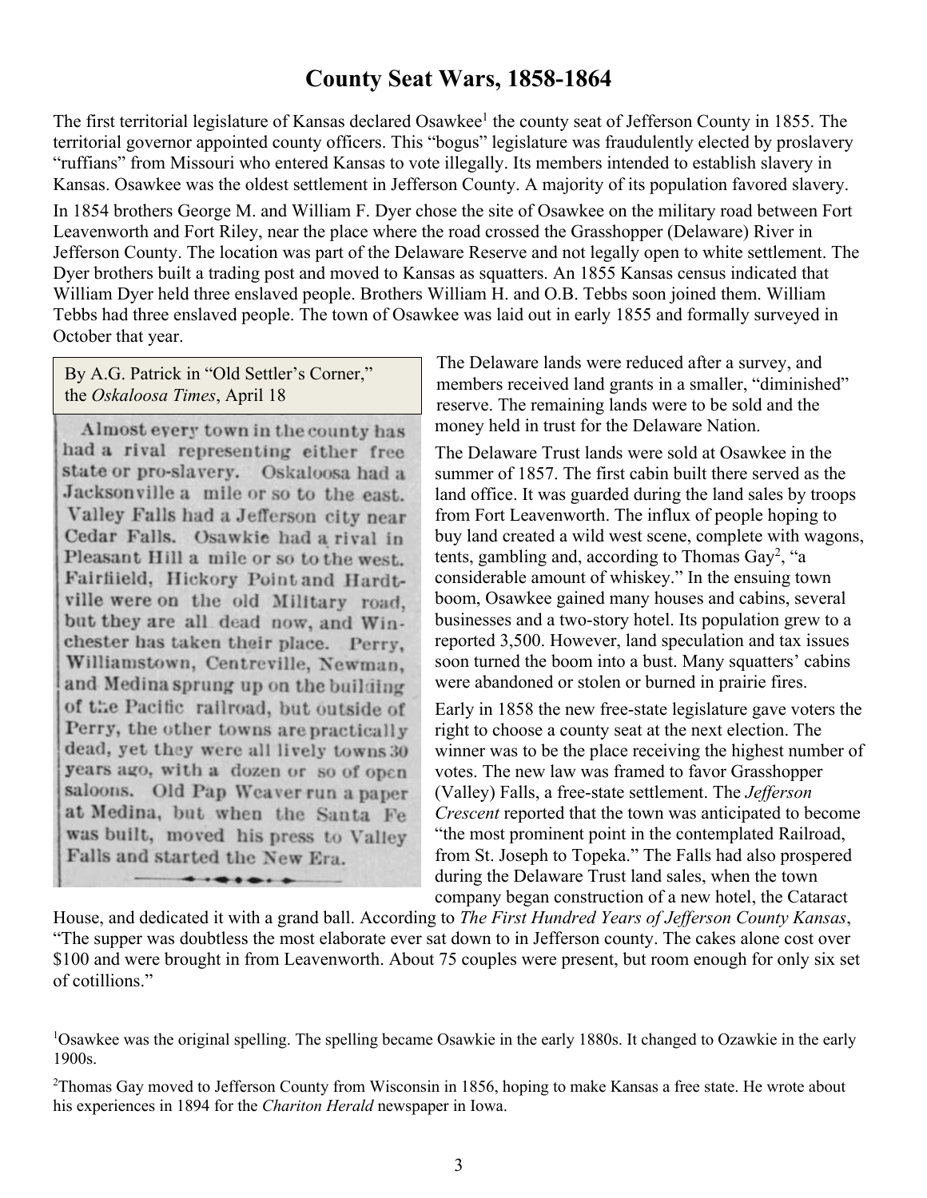# County Seat Wars, 1858-1864

The first territorial legislature of Kansas declared Osawkee[1] the county seat of Jefferson County in 1855. The territorial governor appointed county officers. This "bogus" legislature was fraudulently elected by proslavery "ruffians" from Missouri who entered Kansas to vote illegally. Its members intended to establish slavery in Kansas. Osawkee was the oldest settlement in Jefferson County. A majority of its population favored slavery.

In 1854 brothers George M. and William F. Dyer chose the site of Osawkee on the military road between Fort Leavenworth and Fort Riley, near the place where the road crossed the Grasshopper (Delaware) River in Jefferson County. The location was part of the Delaware Reserve and not legally open to white settlement. The Dyer brothers built a trading post and moved to Kansas as squatters. An 1855 Kansas census indicated that William Dyer held three enslaved people. Brothers William H. and O.B. Tebbs soon joined them. William Tebbs had three enslaved people. The town of Osawkee was laid out in early 1855 and formally surveyed in October that year.

By A.G. Patrick in "Old Settler's Corner," the *Oskaloosa Times*, April 18

> Almost every town in the county has had a rival representing either free state or pro-slavery. Oskaloosa had a Jacksonville a mile or so to the east. Valley Falls had a Jefferson city near Cedar Falls. Osawkie had a rival in Pleasant Hill a mile or so to the west. Fairfiield, Hickory Point and Hardtville were on the old Military road, but they are all dead now, and Winchester has taken their place. Perry, Williamstown, Centreville, Newman, and Medina sprung up on the building of the Pacific railroad, but outside of Perry, the other towns are practically dead, yet they were all lively towns 30 years ago, with a dozen or so of open saloons. Old Pap Weaver run a paper at Medina, but when the Santa Fe was built, moved his press to Valley Falls and started the New Era.

The Delaware lands were reduced after a survey, and members received land grants in a smaller, "diminished" reserve. The remaining lands were to be sold and the money held in trust for the Delaware Nation.

The Delaware Trust lands were sold at Osawkee in the summer of 1857. The first cabin built there served as the land office. It was guarded during the land sales by troops from Fort Leavenworth. The influx of people hoping to buy land created a wild west scene, complete with wagons, tents, gambling and, according to Thomas Gay[2], "a considerable amount of whiskey." In the ensuing town boom, Osawkee gained many houses and cabins, several businesses and a two-story hotel. Its population grew to a reported 3,500. However, land speculation and tax issues soon turned the boom into a bust. Many squatters' cabins were abandoned or stolen or burned in prairie fires.

Early in 1858 the new free-state legislature gave voters the right to choose a county seat at the next election. The winner was to be the place receiving the highest number of votes. The new law was framed to favor Grasshopper (Valley) Falls, a free-state settlement. The *Jefferson Crescent* reported that the town was anticipated to become "the most prominent point in the contemplated Railroad, from St. Joseph to Topeka." The Falls had also prospered during the Delaware Trust land sales, when the town company began construction of a new hotel, the Cataract House, and dedicated it with a grand ball. According to *The First Hundred Years of Jefferson County Kansas*, "The supper was doubtless the most elaborate ever sat down to in Jefferson county. The cakes alone cost over $100 and were brought in from Leavenworth. About 75 couples were present, but room enough for only six set of cotillions."

[1]Osawkee was the original spelling. The spelling became Osawkie in the early 1880s. It changed to Ozawkie in the early 1900s.

[2]Thomas Gay moved to Jefferson County from Wisconsin in 1856, hoping to make Kansas a free state. He wrote about his experiences in 1894 for the *Chariton Herald* newspaper in Iowa.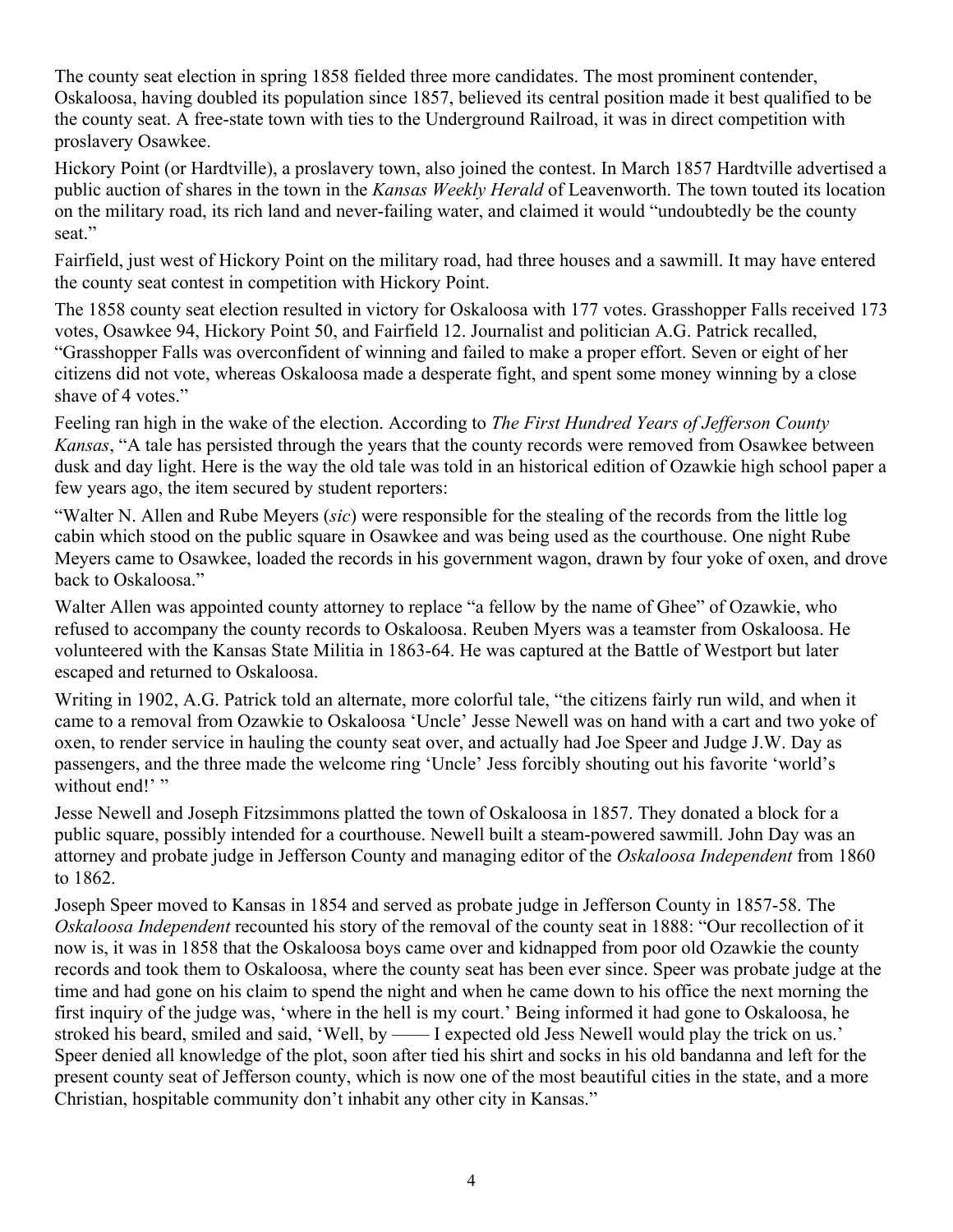The county seat election in spring 1858 fielded three more candidates. The most prominent contender, Oskaloosa, having doubled its population since 1857, believed its central position made it best qualified to be the county seat. A free-state town with ties to the Underground Railroad, it was in direct competition with proslavery Osawkee.

Hickory Point (or Hardtville), a proslavery town, also joined the contest. In March 1857 Hardtville advertised a public auction of shares in the town in the *Kansas Weekly Herald* of Leavenworth. The town touted its location on the military road, its rich land and never-failing water, and claimed it would "undoubtedly be the county seat."

Fairfield, just west of Hickory Point on the military road, had three houses and a sawmill. It may have entered the county seat contest in competition with Hickory Point.

The 1858 county seat election resulted in victory for Oskaloosa with 177 votes. Grasshopper Falls received 173 votes, Osawkee 94, Hickory Point 50, and Fairfield 12. Journalist and politician A.G. Patrick recalled, "Grasshopper Falls was overconfident of winning and failed to make a proper effort. Seven or eight of her citizens did not vote, whereas Oskaloosa made a desperate fight, and spent some money winning by a close shave of 4 votes."

Feeling ran high in the wake of the election. According to *The First Hundred Years of Jefferson County Kansas*, "A tale has persisted through the years that the county records were removed from Osawkee between dusk and day light. Here is the way the old tale was told in an historical edition of Ozawkie high school paper a few years ago, the item secured by student reporters:

"Walter N. Allen and Rube Meyers (*sic*) were responsible for the stealing of the records from the little log cabin which stood on the public square in Osawkee and was being used as the courthouse. One night Rube Meyers came to Osawkee, loaded the records in his government wagon, drawn by four yoke of oxen, and drove back to Oskaloosa."

Walter Allen was appointed county attorney to replace "a fellow by the name of Ghee" of Ozawkie, who refused to accompany the county records to Oskaloosa. Reuben Myers was a teamster from Oskaloosa. He volunteered with the Kansas State Militia in 1863-64. He was captured at the Battle of Westport but later escaped and returned to Oskaloosa.

Writing in 1902, A.G. Patrick told an alternate, more colorful tale, "the citizens fairly run wild, and when it came to a removal from Ozawkie to Oskaloosa 'Uncle' Jesse Newell was on hand with a cart and two yoke of oxen, to render service in hauling the county seat over, and actually had Joe Speer and Judge J.W. Day as passengers, and the three made the welcome ring 'Uncle' Jess forcibly shouting out his favorite 'world's without end!' "

Jesse Newell and Joseph Fitzsimmons platted the town of Oskaloosa in 1857. They donated a block for a public square, possibly intended for a courthouse. Newell built a steam-powered sawmill. John Day was an attorney and probate judge in Jefferson County and managing editor of the *Oskaloosa Independent* from 1860 to 1862.

Joseph Speer moved to Kansas in 1854 and served as probate judge in Jefferson County in 1857-58. The *Oskaloosa Independent* recounted his story of the removal of the county seat in 1888: "Our recollection of it now is, it was in 1858 that the Oskaloosa boys came over and kidnapped from poor old Ozawkie the county records and took them to Oskaloosa, where the county seat has been ever since. Speer was probate judge at the time and had gone on his claim to spend the night and when he came down to his office the next morning the first inquiry of the judge was, 'where in the hell is my court.' Being informed it had gone to Oskaloosa, he stroked his beard, smiled and said, 'Well, by —— I expected old Jess Newell would play the trick on us.' Speer denied all knowledge of the plot, soon after tied his shirt and socks in his old bandanna and left for the present county seat of Jefferson county, which is now one of the most beautiful cities in the state, and a more Christian, hospitable community don't inhabit any other city in Kansas."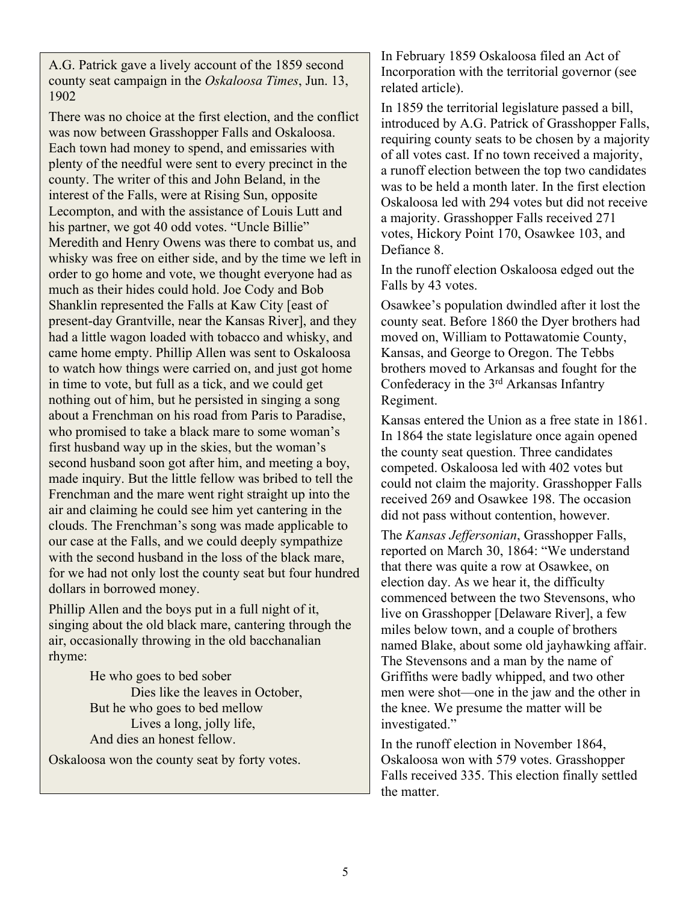A.G. Patrick gave a lively account of the 1859 second county seat campaign in the *Oskaloosa Times*, Jun. 13, 1902

There was no choice at the first election, and the conflict was now between Grasshopper Falls and Oskaloosa. Each town had money to spend, and emissaries with plenty of the needful were sent to every precinct in the county. The writer of this and John Beland, in the interest of the Falls, were at Rising Sun, opposite Lecompton, and with the assistance of Louis Lutt and his partner, we got 40 odd votes. "Uncle Billie" Meredith and Henry Owens was there to combat us, and whisky was free on either side, and by the time we left in order to go home and vote, we thought everyone had as much as their hides could hold. Joe Cody and Bob Shanklin represented the Falls at Kaw City [east of present-day Grantville, near the Kansas River], and they had a little wagon loaded with tobacco and whisky, and came home empty. Phillip Allen was sent to Oskaloosa to watch how things were carried on, and just got home in time to vote, but full as a tick, and we could get nothing out of him, but he persisted in singing a song about a Frenchman on his road from Paris to Paradise, who promised to take a black mare to some woman's first husband way up in the skies, but the woman's second husband soon got after him, and meeting a boy, made inquiry. But the little fellow was bribed to tell the Frenchman and the mare went right straight up into the air and claiming he could see him yet cantering in the clouds. The Frenchman's song was made applicable to our case at the Falls, and we could deeply sympathize with the second husband in the loss of the black mare, for we had not only lost the county seat but four hundred dollars in borrowed money.

Phillip Allen and the boys put in a full night of it, singing about the old black mare, cantering through the air, occasionally throwing in the old bacchanalian rhyme:

> He who goes to bed sober
> Dies like the leaves in October,
> But he who goes to bed mellow
> Lives a long, jolly life,
> And dies an honest fellow.

Oskaloosa won the county seat by forty votes.

In February 1859 Oskaloosa filed an Act of Incorporation with the territorial governor (see related article).

In 1859 the territorial legislature passed a bill, introduced by A.G. Patrick of Grasshopper Falls, requiring county seats to be chosen by a majority of all votes cast. If no town received a majority, a runoff election between the top two candidates was to be held a month later. In the first election Oskaloosa led with 294 votes but did not receive a majority. Grasshopper Falls received 271 votes, Hickory Point 170, Osawkee 103, and Defiance 8.

In the runoff election Oskaloosa edged out the Falls by 43 votes.

Osawkee's population dwindled after it lost the county seat. Before 1860 the Dyer brothers had moved on, William to Pottawatomie County, Kansas, and George to Oregon. The Tebbs brothers moved to Arkansas and fought for the Confederacy in the 3rd Arkansas Infantry Regiment.

Kansas entered the Union as a free state in 1861. In 1864 the state legislature once again opened the county seat question. Three candidates competed. Oskaloosa led with 402 votes but could not claim the majority. Grasshopper Falls received 269 and Osawkee 198. The occasion did not pass without contention, however.

The *Kansas Jeffersonian*, Grasshopper Falls, reported on March 30, 1864: "We understand that there was quite a row at Osawkee, on election day. As we hear it, the difficulty commenced between the two Stevensons, who live on Grasshopper [Delaware River], a few miles below town, and a couple of brothers named Blake, about some old jayhawking affair. The Stevensons and a man by the name of Griffiths were badly whipped, and two other men were shot—one in the jaw and the other in the knee. We presume the matter will be investigated."

In the runoff election in November 1864, Oskaloosa won with 579 votes. Grasshopper Falls received 335. This election finally settled the matter.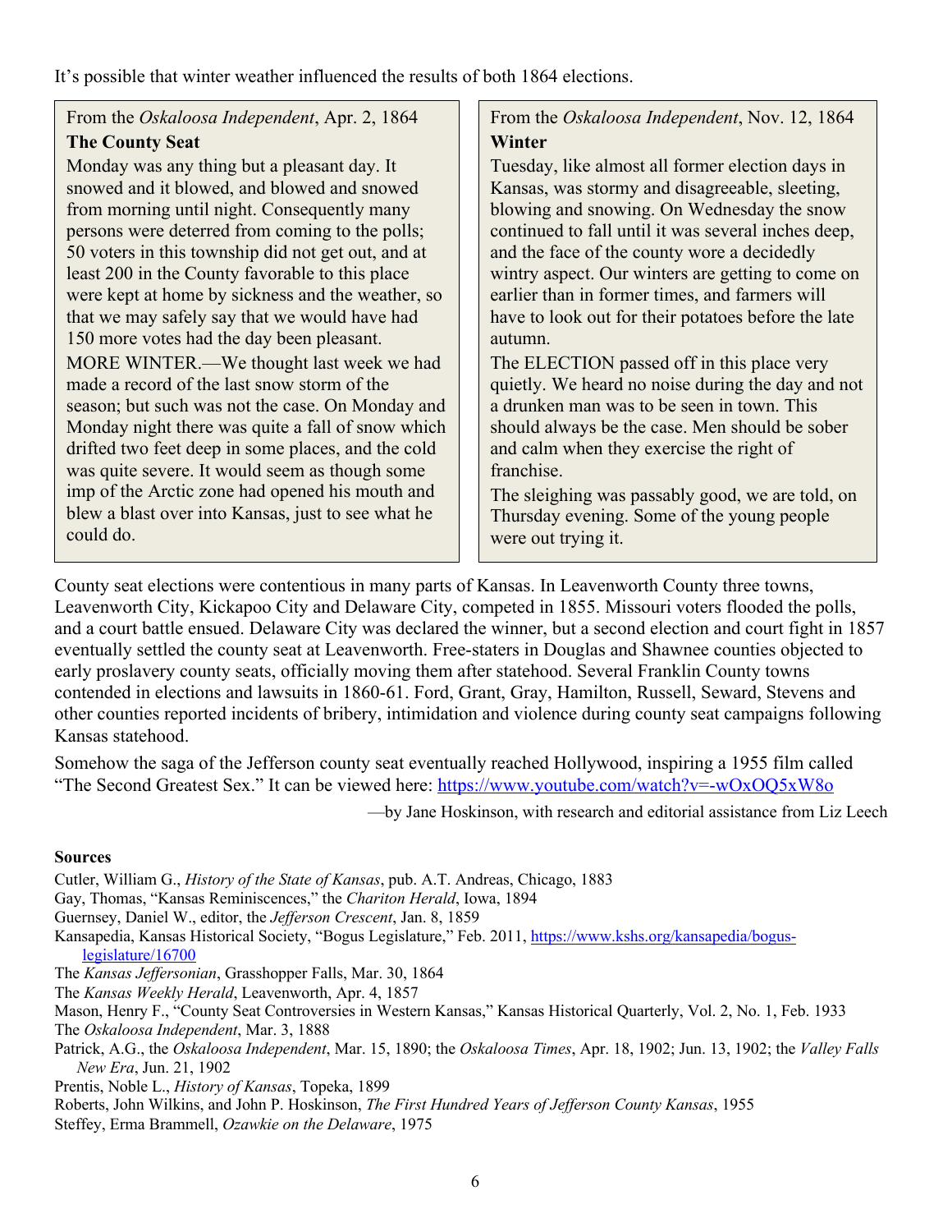It's possible that winter weather influenced the results of both 1864 elections.

From the *Oskaloosa Independent*, Apr. 2, 1864

**The County Seat**

Monday was any thing but a pleasant day. It snowed and it blowed, and blowed and snowed from morning until night. Consequently many persons were deterred from coming to the polls; 50 voters in this township did not get out, and at least 200 in the County favorable to this place were kept at home by sickness and the weather, so that we may safely say that we would have had 150 more votes had the day been pleasant.

MORE WINTER.—We thought last week we had made a record of the last snow storm of the season; but such was not the case. On Monday and Monday night there was quite a fall of snow which drifted two feet deep in some places, and the cold was quite severe. It would seem as though some imp of the Arctic zone had opened his mouth and blew a blast over into Kansas, just to see what he could do.

From the *Oskaloosa Independent*, Nov. 12, 1864

**Winter**

Tuesday, like almost all former election days in Kansas, was stormy and disagreeable, sleeting, blowing and snowing. On Wednesday the snow continued to fall until it was several inches deep, and the face of the county wore a decidedly wintry aspect. Our winters are getting to come on earlier than in former times, and farmers will have to look out for their potatoes before the late autumn.

The ELECTION passed off in this place very quietly. We heard no noise during the day and not a drunken man was to be seen in town. This should always be the case. Men should be sober and calm when they exercise the right of franchise.

The sleighing was passably good, we are told, on Thursday evening. Some of the young people were out trying it.

County seat elections were contentious in many parts of Kansas. In Leavenworth County three towns, Leavenworth City, Kickapoo City and Delaware City, competed in 1855. Missouri voters flooded the polls, and a court battle ensued. Delaware City was declared the winner, but a second election and court fight in 1857 eventually settled the county seat at Leavenworth. Free-staters in Douglas and Shawnee counties objected to early proslavery county seats, officially moving them after statehood. Several Franklin County towns contended in elections and lawsuits in 1860-61. Ford, Grant, Gray, Hamilton, Russell, Seward, Stevens and other counties reported incidents of bribery, intimidation and violence during county seat campaigns following Kansas statehood.

Somehow the saga of the Jefferson county seat eventually reached Hollywood, inspiring a 1955 film called "The Second Greatest Sex." It can be viewed here: https://www.youtube.com/watch?v=-wOxOQ5xW8o

—by Jane Hoskinson, with research and editorial assistance from Liz Leech

**Sources**

Cutler, William G., *History of the State of Kansas*, pub. A.T. Andreas, Chicago, 1883

Gay, Thomas, "Kansas Reminiscences," the *Chariton Herald*, Iowa, 1894

Guernsey, Daniel W., editor, the *Jefferson Crescent*, Jan. 8, 1859

Kansapedia, Kansas Historical Society, "Bogus Legislature," Feb. 2011, https://www.kshs.org/kansapedia/bogus-legislature/16700

The *Kansas Jeffersonian*, Grasshopper Falls, Mar. 30, 1864

The *Kansas Weekly Herald*, Leavenworth, Apr. 4, 1857

Mason, Henry F., "County Seat Controversies in Western Kansas," Kansas Historical Quarterly, Vol. 2, No. 1, Feb. 1933

The *Oskaloosa Independent*, Mar. 3, 1888

Patrick, A.G., the *Oskaloosa Independent*, Mar. 15, 1890; the *Oskaloosa Times*, Apr. 18, 1902; Jun. 13, 1902; the *Valley Falls New Era*, Jun. 21, 1902

Prentis, Noble L., *History of Kansas*, Topeka, 1899

Roberts, John Wilkins, and John P. Hoskinson, *The First Hundred Years of Jefferson County Kansas*, 1955

Steffey, Erma Brammell, *Ozawkie on the Delaware*, 1975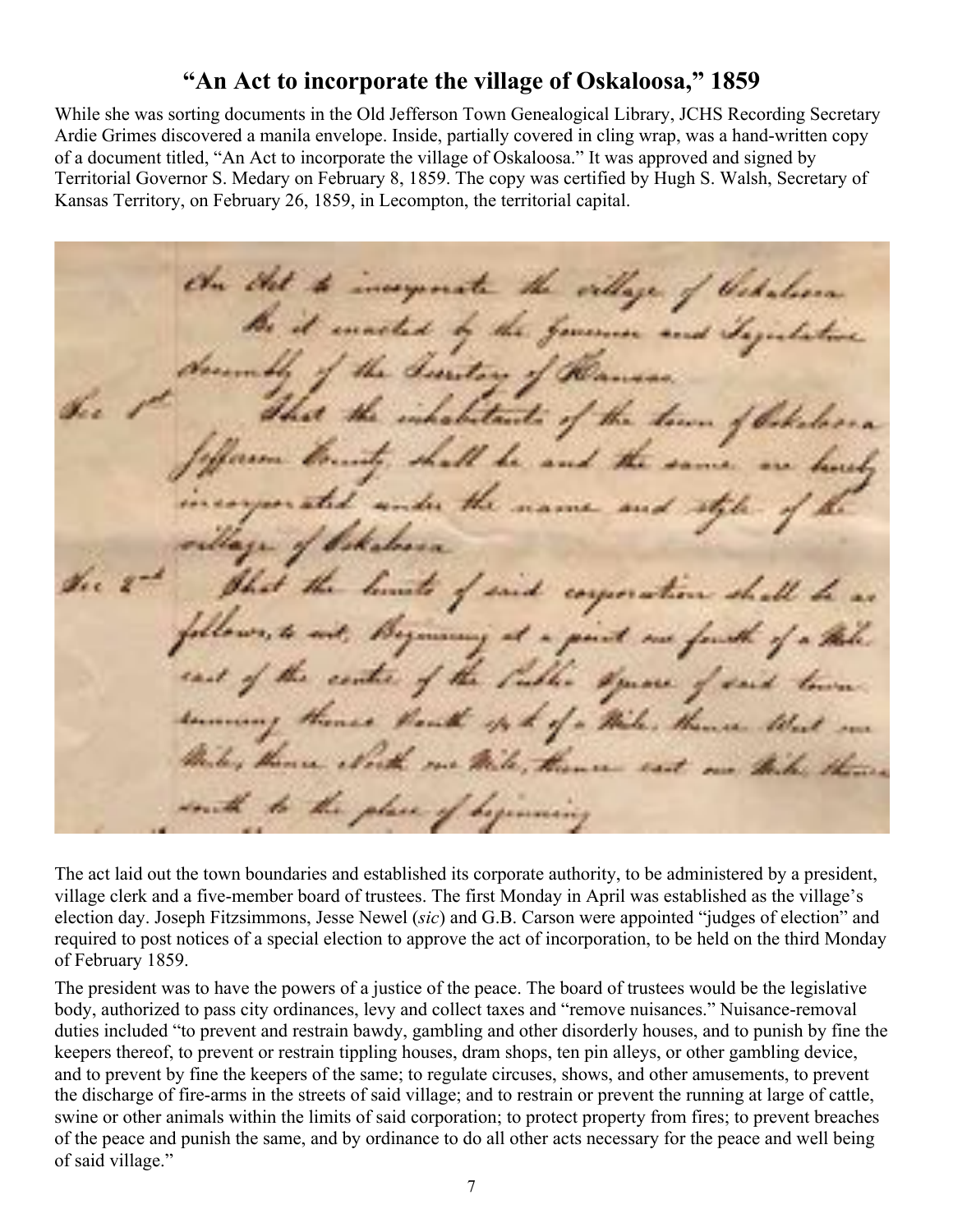# "An Act to incorporate the village of Oskaloosa," 1859

While she was sorting documents in the Old Jefferson Town Genealogical Library, JCHS Recording Secretary Ardie Grimes discovered a manila envelope. Inside, partially covered in cling wrap, was a hand-written copy of a document titled, "An Act to incorporate the village of Oskaloosa." It was approved and signed by Territorial Governor S. Medary on February 8, 1859. The copy was certified by Hugh S. Walsh, Secretary of Kansas Territory, on February 26, 1859, in Lecompton, the territorial capital.

The act laid out the town boundaries and established its corporate authority, to be administered by a president, village clerk and a five-member board of trustees. The first Monday in April was established as the village's election day. Joseph Fitzsimmons, Jesse Newel (*sic*) and G.B. Carson were appointed "judges of election" and required to post notices of a special election to approve the act of incorporation, to be held on the third Monday of February 1859.

The president was to have the powers of a justice of the peace. The board of trustees would be the legislative body, authorized to pass city ordinances, levy and collect taxes and "remove nuisances." Nuisance-removal duties included "to prevent and restrain bawdy, gambling and other disorderly houses, and to punish by fine the keepers thereof, to prevent or restrain tippling houses, dram shops, ten pin alleys, or other gambling device, and to prevent by fine the keepers of the same; to regulate circuses, shows, and other amusements, to prevent the discharge of fire-arms in the streets of said village; and to restrain or prevent the running at large of cattle, swine or other animals within the limits of said corporation; to protect property from fires; to prevent breaches of the peace and punish the same, and by ordinance to do all other acts necessary for the peace and well being of said village."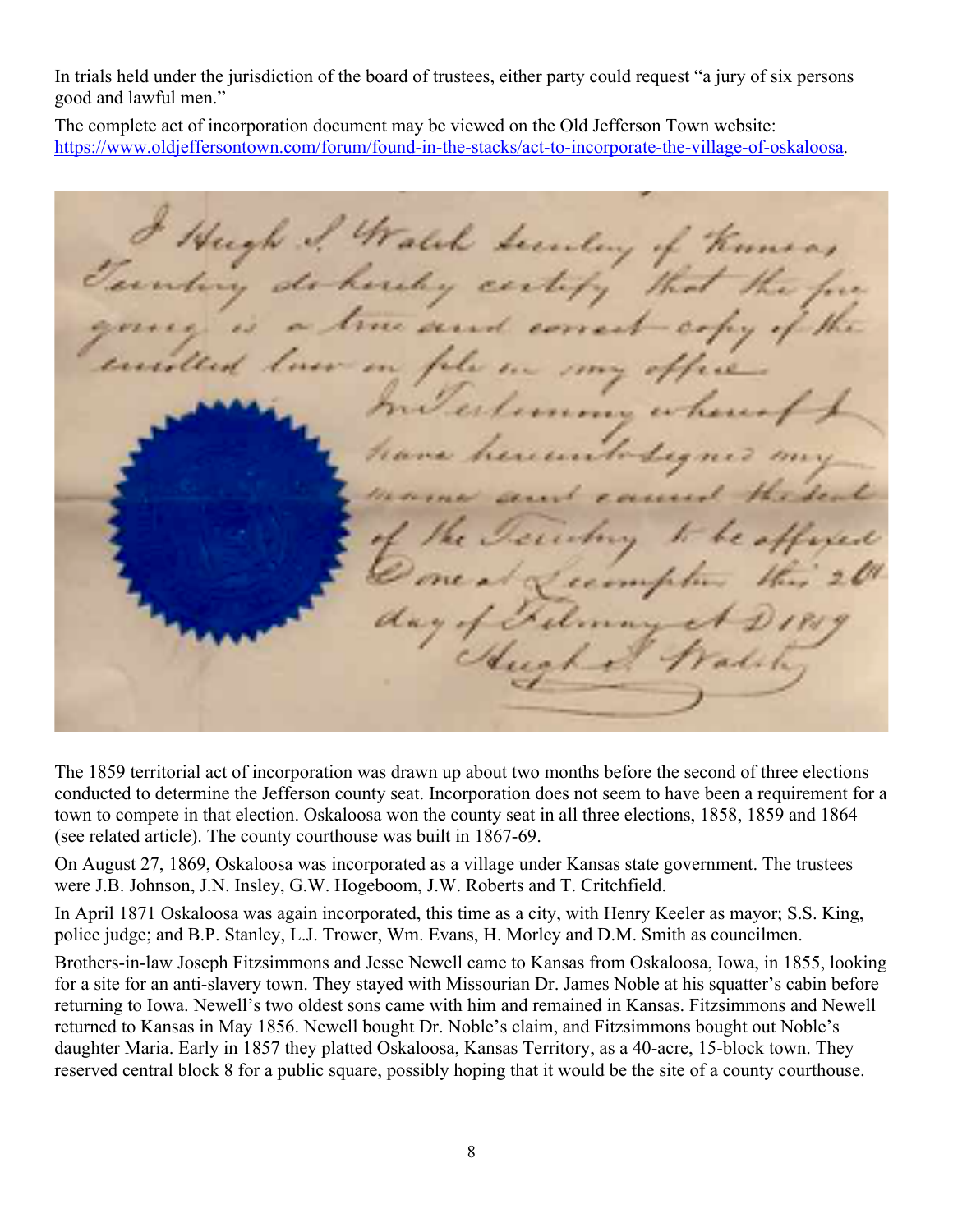In trials held under the jurisdiction of the board of trustees, either party could request "a jury of six persons good and lawful men."

The complete act of incorporation document may be viewed on the Old Jefferson Town website: https://www.oldjeffersontown.com/forum/found-in-the-stacks/act-to-incorporate-the-village-of-oskaloosa.

The 1859 territorial act of incorporation was drawn up about two months before the second of three elections conducted to determine the Jefferson county seat. Incorporation does not seem to have been a requirement for a town to compete in that election. Oskaloosa won the county seat in all three elections, 1858, 1859 and 1864 (see related article). The county courthouse was built in 1867-69.

On August 27, 1869, Oskaloosa was incorporated as a village under Kansas state government. The trustees were J.B. Johnson, J.N. Insley, G.W. Hogeboom, J.W. Roberts and T. Critchfield.

In April 1871 Oskaloosa was again incorporated, this time as a city, with Henry Keeler as mayor; S.S. King, police judge; and B.P. Stanley, L.J. Trower, Wm. Evans, H. Morley and D.M. Smith as councilmen.

Brothers-in-law Joseph Fitzsimmons and Jesse Newell came to Kansas from Oskaloosa, Iowa, in 1855, looking for a site for an anti-slavery town. They stayed with Missourian Dr. James Noble at his squatter's cabin before returning to Iowa. Newell's two oldest sons came with him and remained in Kansas. Fitzsimmons and Newell returned to Kansas in May 1856. Newell bought Dr. Noble's claim, and Fitzsimmons bought out Noble's daughter Maria. Early in 1857 they platted Oskaloosa, Kansas Territory, as a 40-acre, 15-block town. They reserved central block 8 for a public square, possibly hoping that it would be the site of a county courthouse.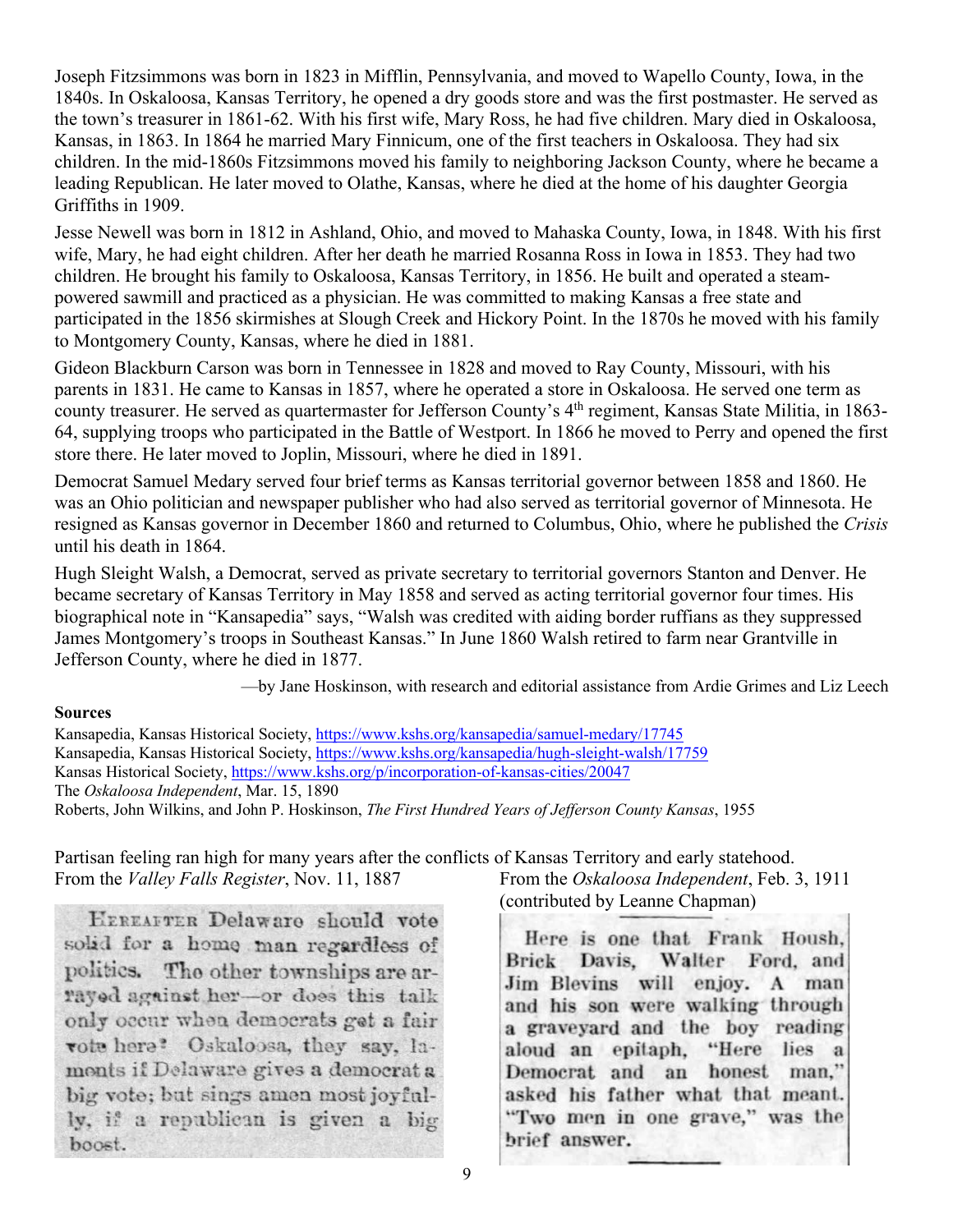Joseph Fitzsimmons was born in 1823 in Mifflin, Pennsylvania, and moved to Wapello County, Iowa, in the 1840s. In Oskaloosa, Kansas Territory, he opened a dry goods store and was the first postmaster. He served as the town's treasurer in 1861-62. With his first wife, Mary Ross, he had five children. Mary died in Oskaloosa, Kansas, in 1863. In 1864 he married Mary Finnicum, one of the first teachers in Oskaloosa. They had six children. In the mid-1860s Fitzsimmons moved his family to neighboring Jackson County, where he became a leading Republican. He later moved to Olathe, Kansas, where he died at the home of his daughter Georgia Griffiths in 1909.

Jesse Newell was born in 1812 in Ashland, Ohio, and moved to Mahaska County, Iowa, in 1848. With his first wife, Mary, he had eight children. After her death he married Rosanna Ross in Iowa in 1853. They had two children. He brought his family to Oskaloosa, Kansas Territory, in 1856. He built and operated a steam-powered sawmill and practiced as a physician. He was committed to making Kansas a free state and participated in the 1856 skirmishes at Slough Creek and Hickory Point. In the 1870s he moved with his family to Montgomery County, Kansas, where he died in 1881.

Gideon Blackburn Carson was born in Tennessee in 1828 and moved to Ray County, Missouri, with his parents in 1831. He came to Kansas in 1857, where he operated a store in Oskaloosa. He served one term as county treasurer. He served as quartermaster for Jefferson County's 4th regiment, Kansas State Militia, in 1863-64, supplying troops who participated in the Battle of Westport. In 1866 he moved to Perry and opened the first store there. He later moved to Joplin, Missouri, where he died in 1891.

Democrat Samuel Medary served four brief terms as Kansas territorial governor between 1858 and 1860. He was an Ohio politician and newspaper publisher who had also served as territorial governor of Minnesota. He resigned as Kansas governor in December 1860 and returned to Columbus, Ohio, where he published the *Crisis* until his death in 1864.

Hugh Sleight Walsh, a Democrat, served as private secretary to territorial governors Stanton and Denver. He became secretary of Kansas Territory in May 1858 and served as acting territorial governor four times. His biographical note in "Kansapedia" says, "Walsh was credited with aiding border ruffians as they suppressed James Montgomery's troops in Southeast Kansas." In June 1860 Walsh retired to farm near Grantville in Jefferson County, where he died in 1877.

—by Jane Hoskinson, with research and editorial assistance from Ardie Grimes and Liz Leech

**Sources**

Kansapedia, Kansas Historical Society, https://www.kshs.org/kansapedia/samuel-medary/17745
Kansapedia, Kansas Historical Society, https://www.kshs.org/kansapedia/hugh-sleight-walsh/17759
Kansas Historical Society, https://www.kshs.org/p/incorporation-of-kansas-cities/20047
The *Oskaloosa Independent*, Mar. 15, 1890
Roberts, John Wilkins, and John P. Hoskinson, *The First Hundred Years of Jefferson County Kansas*, 1955

Partisan feeling ran high for many years after the conflicts of Kansas Territory and early statehood.

From the *Valley Falls Register*, Nov. 11, 1887

HEREAFTER Delaware should vote solid for a home man regardless of politics. The other townships are arrayed against her—or does this talk only occur when democrats get a fair vote here? Oskaloosa, they say, laments if Delaware gives a democrat a big vote; but sings amen most joyfully, if a republican is given a big boost.

From the *Oskaloosa Independent*, Feb. 3, 1911 (contributed by Leanne Chapman)

Here is one that Frank Housh, Brick Davis, Walter Ford, and Jim Blevins will enjoy. A man and his son were walking through a graveyard and the boy reading aloud an epitaph, "Here lies a Democrat and an honest man," asked his father what that meant. "Two men in one grave," was the brief answer.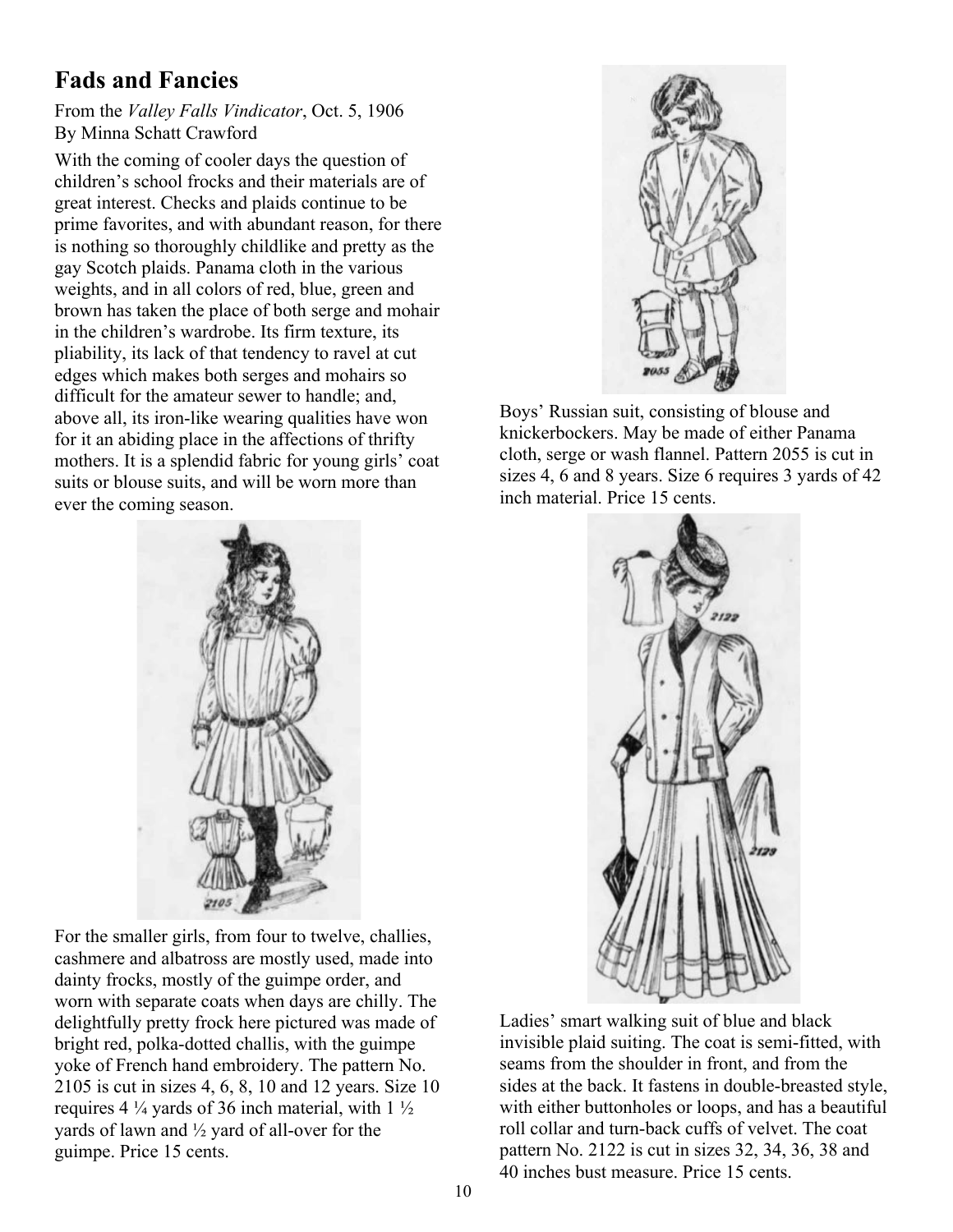## Fads and Fancies

From the *Valley Falls Vindicator*, Oct. 5, 1906
By Minna Schatt Crawford

With the coming of cooler days the question of children's school frocks and their materials are of great interest. Checks and plaids continue to be prime favorites, and with abundant reason, for there is nothing so thoroughly childlike and pretty as the gay Scotch plaids. Panama cloth in the various weights, and in all colors of red, blue, green and brown has taken the place of both serge and mohair in the children's wardrobe. Its firm texture, its pliability, its lack of that tendency to ravel at cut edges which makes both serges and mohairs so difficult for the amateur sewer to handle; and, above all, its iron-like wearing qualities have won for it an abiding place in the affections of thrifty mothers. It is a splendid fabric for young girls' coat suits or blouse suits, and will be worn more than ever the coming season.

For the smaller girls, from four to twelve, challies, cashmere and albatross are mostly used, made into dainty frocks, mostly of the guimpe order, and worn with separate coats when days are chilly. The delightfully pretty frock here pictured was made of bright red, polka-dotted challis, with the guimpe yoke of French hand embroidery. The pattern No. 2105 is cut in sizes 4, 6, 8, 10 and 12 years. Size 10 requires 4 ¼ yards of 36 inch material, with 1 ½ yards of lawn and ½ yard of all-over for the guimpe. Price 15 cents.

Boys' Russian suit, consisting of blouse and knickerbockers. May be made of either Panama cloth, serge or wash flannel. Pattern 2055 is cut in sizes 4, 6 and 8 years. Size 6 requires 3 yards of 42 inch material. Price 15 cents.

Ladies' smart walking suit of blue and black invisible plaid suiting. The coat is semi-fitted, with seams from the shoulder in front, and from the sides at the back. It fastens in double-breasted style, with either buttonholes or loops, and has a beautiful roll collar and turn-back cuffs of velvet. The coat pattern No. 2122 is cut in sizes 32, 34, 36, 38 and 40 inches bust measure. Price 15 cents.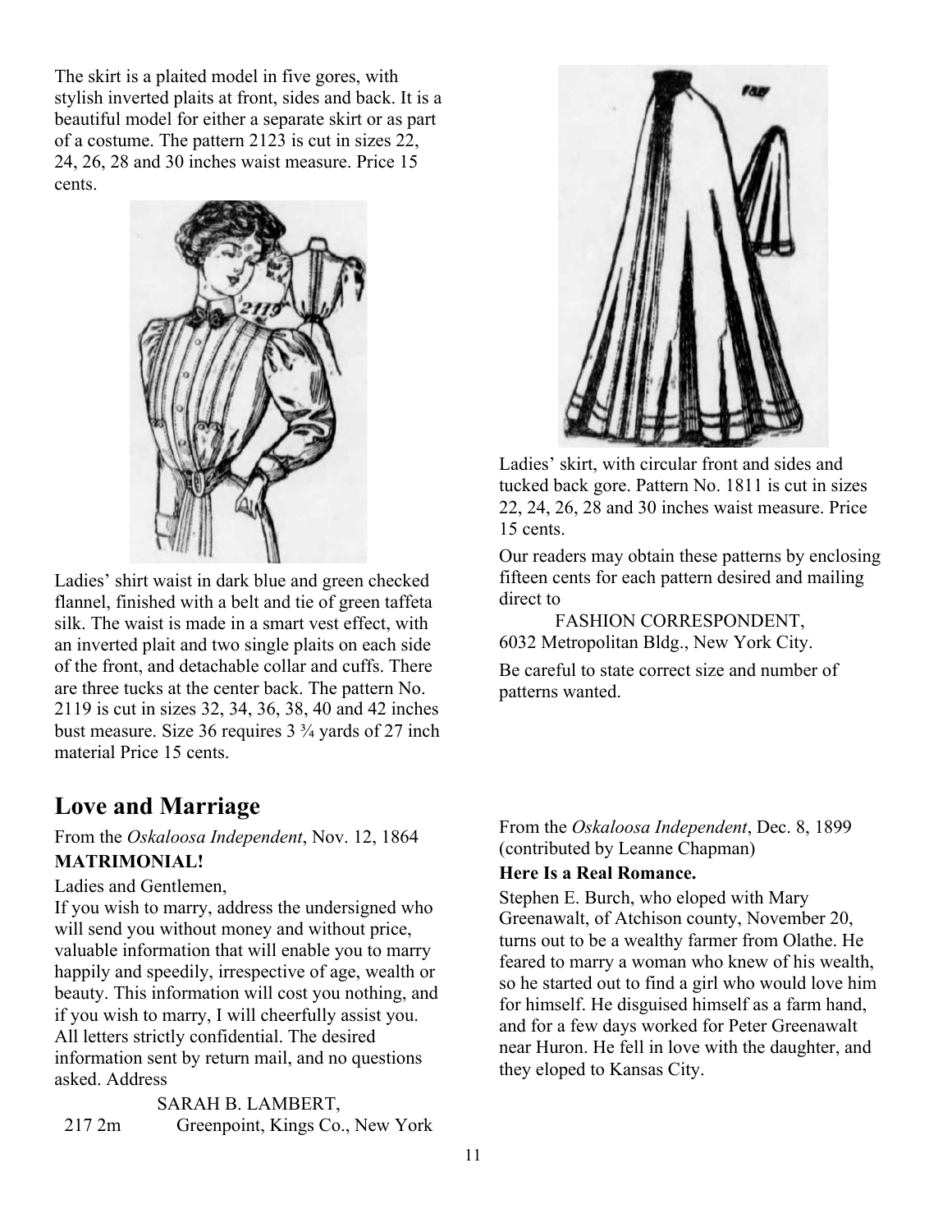The skirt is a plaited model in five gores, with stylish inverted plaits at front, sides and back. It is a beautiful model for either a separate skirt or as part of a costume. The pattern 2123 is cut in sizes 22, 24, 26, 28 and 30 inches waist measure. Price 15 cents.

Ladies' shirt waist in dark blue and green checked flannel, finished with a belt and tie of green taffeta silk. The waist is made in a smart vest effect, with an inverted plait and two single plaits on each side of the front, and detachable collar and cuffs. There are three tucks at the center back. The pattern No. 2119 is cut in sizes 32, 34, 36, 38, 40 and 42 inches bust measure. Size 36 requires 3 ¾ yards of 27 inch material Price 15 cents.

Ladies' skirt, with circular front and sides and tucked back gore. Pattern No. 1811 is cut in sizes 22, 24, 26, 28 and 30 inches waist measure. Price 15 cents.

Our readers may obtain these patterns by enclosing fifteen cents for each pattern desired and mailing direct to

FASHION CORRESPONDENT,
6032 Metropolitan Bldg., New York City.

Be careful to state correct size and number of patterns wanted.

## Love and Marriage

From the *Oskaloosa Independent*, Nov. 12, 1864

**MATRIMONIAL!**

Ladies and Gentlemen,

If you wish to marry, address the undersigned who will send you without money and without price, valuable information that will enable you to marry happily and speedily, irrespective of age, wealth or beauty. This information will cost you nothing, and if you wish to marry, I will cheerfully assist you. All letters strictly confidential. The desired information sent by return mail, and no questions asked. Address

SARAH B. LAMBERT,
217 2m Greenpoint, Kings Co., New York

From the *Oskaloosa Independent*, Dec. 8, 1899 (contributed by Leanne Chapman)

**Here Is a Real Romance.**

Stephen E. Burch, who eloped with Mary Greenawalt, of Atchison county, November 20, turns out to be a wealthy farmer from Olathe. He feared to marry a woman who knew of his wealth, so he started out to find a girl who would love him for himself. He disguised himself as a farm hand, and for a few days worked for Peter Greenawalt near Huron. He fell in love with the daughter, and they eloped to Kansas City.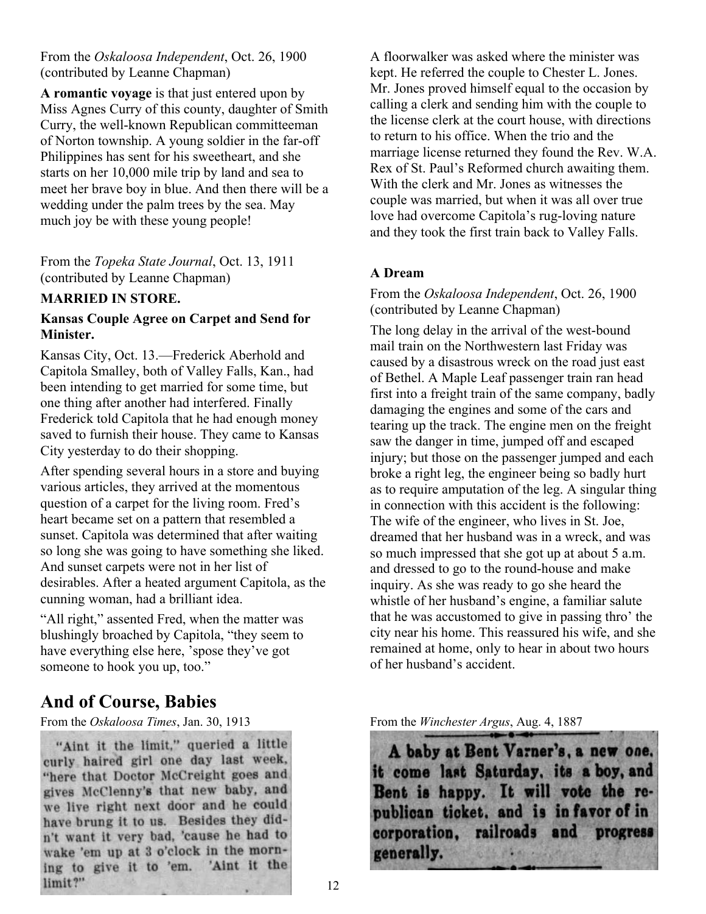From the *Oskaloosa Independent*, Oct. 26, 1900 (contributed by Leanne Chapman)

**A romantic voyage** is that just entered upon by Miss Agnes Curry of this county, daughter of Smith Curry, the well-known Republican committeeman of Norton township. A young soldier in the far-off Philippines has sent for his sweetheart, and she starts on her 10,000 mile trip by land and sea to meet her brave boy in blue. And then there will be a wedding under the palm trees by the sea. May much joy be with these young people!

From the *Topeka State Journal*, Oct. 13, 1911 (contributed by Leanne Chapman)

**MARRIED IN STORE.**

**Kansas Couple Agree on Carpet and Send for Minister.**

Kansas City, Oct. 13.—Frederick Aberhold and Capitola Smalley, both of Valley Falls, Kan., had been intending to get married for some time, but one thing after another had interfered. Finally Frederick told Capitola that he had enough money saved to furnish their house. They came to Kansas City yesterday to do their shopping.

After spending several hours in a store and buying various articles, they arrived at the momentous question of a carpet for the living room. Fred's heart became set on a pattern that resembled a sunset. Capitola was determined that after waiting so long she was going to have something she liked. And sunset carpets were not in her list of desirables. After a heated argument Capitola, as the cunning woman, had a brilliant idea.

"All right," assented Fred, when the matter was blushingly broached by Capitola, "they seem to have everything else here, 'spose they've got someone to hook you up, too."

A floorwalker was asked where the minister was kept. He referred the couple to Chester L. Jones. Mr. Jones proved himself equal to the occasion by calling a clerk and sending him with the couple to the license clerk at the court house, with directions to return to his office. When the trio and the marriage license returned they found the Rev. W.A. Rex of St. Paul's Reformed church awaiting them. With the clerk and Mr. Jones as witnesses the couple was married, but when it was all over true love had overcome Capitola's rug-loving nature and they took the first train back to Valley Falls.

**A Dream**

From the *Oskaloosa Independent*, Oct. 26, 1900 (contributed by Leanne Chapman)

The long delay in the arrival of the west-bound mail train on the Northwestern last Friday was caused by a disastrous wreck on the road just east of Bethel. A Maple Leaf passenger train ran head first into a freight train of the same company, badly damaging the engines and some of the cars and tearing up the track. The engine men on the freight saw the danger in time, jumped off and escaped injury; but those on the passenger jumped and each broke a right leg, the engineer being so badly hurt as to require amputation of the leg. A singular thing in connection with this accident is the following: The wife of the engineer, who lives in St. Joe, dreamed that her husband was in a wreck, and was so much impressed that she got up at about 5 a.m. and dressed to go to the round-house and make inquiry. As she was ready to go she heard the whistle of her husband's engine, a familiar salute that he was accustomed to give in passing thro' the city near his home. This reassured his wife, and she remained at home, only to hear in about two hours of her husband's accident.

## And of Course, Babies

From the *Oskaloosa Times*, Jan. 30, 1913

"Aint it the limit," queried a little curly haired girl one day last week, "here that Doctor McCreight goes and gives McClenny's that new baby, and we live right next door and he could have brung it to us. Besides they didn't want it very bad, 'cause he had to wake 'em up at 3 o'clock in the morning to give it to 'em. 'Aint it the limit?"

From the *Winchester Argus*, Aug. 4, 1887

A baby at Bent Varner's, a new one, it come last Saturday, its a boy, and Bent is happy. It will vote the republican ticket, and is in favor of in corporation, railroads and progress generally.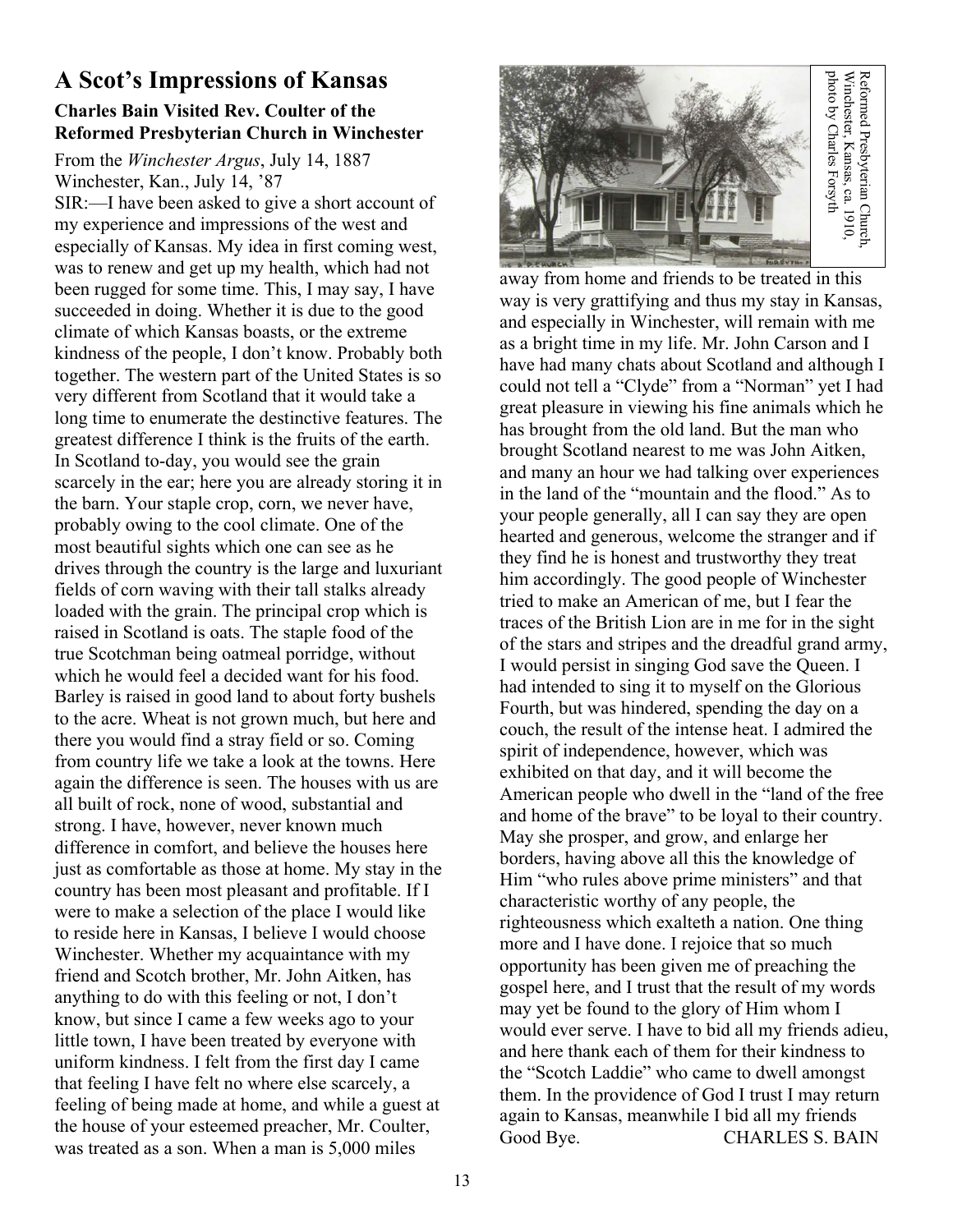# A Scot's Impressions of Kansas

**Charles Bain Visited Rev. Coulter of the Reformed Presbyterian Church in Winchester**

From the *Winchester Argus*, July 14, 1887

Winchester, Kan., July 14, '87

SIR:—I have been asked to give a short account of my experience and impressions of the west and especially of Kansas. My idea in first coming west, was to renew and get up my health, which had not been rugged for some time. This, I may say, I have succeeded in doing. Whether it is due to the good climate of which Kansas boasts, or the extreme kindness of the people, I don't know. Probably both together. The western part of the United States is so very different from Scotland that it would take a long time to enumerate the destinctive features. The greatest difference I think is the fruits of the earth. In Scotland to-day, you would see the grain scarcely in the ear; here you are already storing it in the barn. Your staple crop, corn, we never have, probably owing to the cool climate. One of the most beautiful sights which one can see as he drives through the country is the large and luxuriant fields of corn waving with their tall stalks already loaded with the grain. The principal crop which is raised in Scotland is oats. The staple food of the true Scotchman being oatmeal porridge, without which he would feel a decided want for his food. Barley is raised in good land to about forty bushels to the acre. Wheat is not grown much, but here and there you would find a stray field or so. Coming from country life we take a look at the towns. Here again the difference is seen. The houses with us are all built of rock, none of wood, substantial and strong. I have, however, never known much difference in comfort, and believe the houses here just as comfortable as those at home. My stay in the country has been most pleasant and profitable. If I were to make a selection of the place I would like to reside here in Kansas, I believe I would choose Winchester. Whether my acquaintance with my friend and Scotch brother, Mr. John Aitken, has anything to do with this feeling or not, I don't know, but since I came a few weeks ago to your little town, I have been treated by everyone with uniform kindness. I felt from the first day I came that feeling I have felt no where else scarcely, a feeling of being made at home, and while a guest at the house of your esteemed preacher, Mr. Coulter, was treated as a son. When a man is 5,000 miles away from home and friends to be treated in this way is very grattifying and thus my stay in Kansas, and especially in Winchester, will remain with me as a bright time in my life. Mr. John Carson and I have had many chats about Scotland and although I could not tell a "Clyde" from a "Norman" yet I had great pleasure in viewing his fine animals which he has brought from the old land. But the man who brought Scotland nearest to me was John Aitken, and many an hour we had talking over experiences in the land of the "mountain and the flood." As to your people generally, all I can say they are open hearted and generous, welcome the stranger and if they find he is honest and trustworthy they treat him accordingly. The good people of Winchester tried to make an American of me, but I fear the traces of the British Lion are in me for in the sight of the stars and stripes and the dreadful grand army, I would persist in singing God save the Queen. I had intended to sing it to myself on the Glorious Fourth, but was hindered, spending the day on a couch, the result of the intense heat. I admired the spirit of independence, however, which was exhibited on that day, and it will become the American people who dwell in the "land of the free and home of the brave" to be loyal to their country. May she prosper, and grow, and enlarge her borders, having above all this the knowledge of Him "who rules above prime ministers" and that characteristic worthy of any people, the righteousness which exalteth a nation. One thing more and I have done. I rejoice that so much opportunity has been given me of preaching the gospel here, and I trust that the result of my words may yet be found to the glory of Him whom I would ever serve. I have to bid all my friends adieu, and here thank each of them for their kindness to the "Scotch Laddie" who came to dwell amongst them. In the providence of God I trust I may return again to Kansas, meanwhile I bid all my friends Good Bye.

CHARLES S. BAIN

Reformed Presbyterian Church, Winchester, Kansas, ca. 1910, photo by Charles Forsyth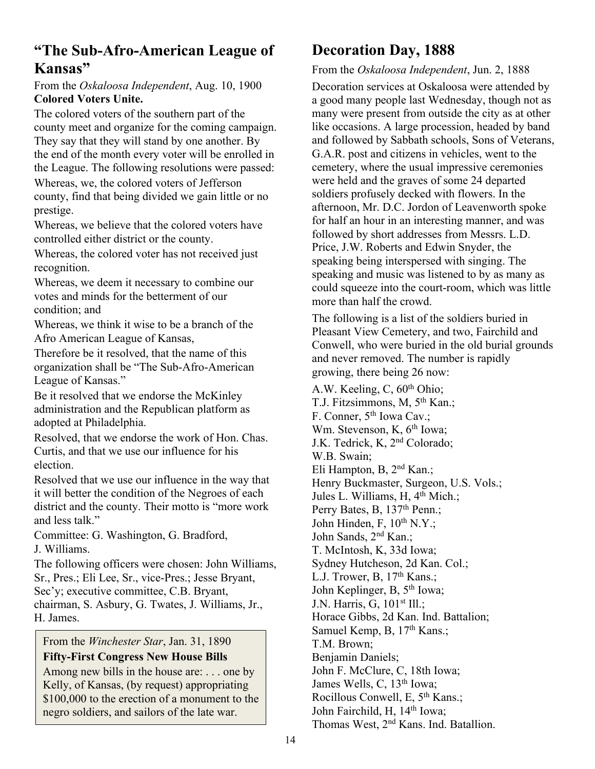## "The Sub-Afro-American League of Kansas"

From the *Oskaloosa Independent*, Aug. 10, 1900

**Colored Voters Unite.**

The colored voters of the southern part of the county meet and organize for the coming campaign. They say that they will stand by one another. By the end of the month every voter will be enrolled in the League. The following resolutions were passed:

Whereas, we, the colored voters of Jefferson county, find that being divided we gain little or no prestige.

Whereas, we believe that the colored voters have controlled either district or the county.

Whereas, the colored voter has not received just recognition.

Whereas, we deem it necessary to combine our votes and minds for the betterment of our condition; and

Whereas, we think it wise to be a branch of the Afro American League of Kansas,

Therefore be it resolved, that the name of this organization shall be "The Sub-Afro-American League of Kansas."

Be it resolved that we endorse the McKinley administration and the Republican platform as adopted at Philadelphia.

Resolved, that we endorse the work of Hon. Chas. Curtis, and that we use our influence for his election.

Resolved that we use our influence in the way that it will better the condition of the Negroes of each district and the county. Their motto is "more work and less talk."

Committee: G. Washington, G. Bradford, J. Williams.

The following officers were chosen: John Williams, Sr., Pres.; Eli Lee, Sr., vice-Pres.; Jesse Bryant, Sec'y; executive committee, C.B. Bryant, chairman, S. Asbury, G. Twates, J. Williams, Jr., H. James.

From the *Winchester Star*, Jan. 31, 1890

**Fifty-First Congress New House Bills**

Among new bills in the house are: . . . one by Kelly, of Kansas, (by request) appropriating $100,000 to the erection of a monument to the negro soldiers, and sailors of the late war.

## Decoration Day, 1888

From the *Oskaloosa Independent*, Jun. 2, 1888

Decoration services at Oskaloosa were attended by a good many people last Wednesday, though not as many were present from outside the city as at other like occasions. A large procession, headed by band and followed by Sabbath schools, Sons of Veterans, G.A.R. post and citizens in vehicles, went to the cemetery, where the usual impressive ceremonies were held and the graves of some 24 departed soldiers profusely decked with flowers. In the afternoon, Mr. D.C. Jordon of Leavenworth spoke for half an hour in an interesting manner, and was followed by short addresses from Messrs. L.D. Price, J.W. Roberts and Edwin Snyder, the speaking being interspersed with singing. The speaking and music was listened to by as many as could squeeze into the court-room, which was little more than half the crowd.

The following is a list of the soldiers buried in Pleasant View Cemetery, and two, Fairchild and Conwell, who were buried in the old burial grounds and never removed. The number is rapidly growing, there being 26 now:

A.W. Keeling, C, 60th Ohio;
T.J. Fitzsimmons, M, 5th Kan.;
F. Conner, 5th Iowa Cav.;
Wm. Stevenson, K, 6th Iowa;
J.K. Tedrick, K, 2nd Colorado;
W.B. Swain;
Eli Hampton, B, 2nd Kan.;
Henry Buckmaster, Surgeon, U.S. Vols.;
Jules L. Williams, H, 4th Mich.;
Perry Bates, B, 137th Penn.;
John Hinden, F, 10th N.Y.;
John Sands, 2nd Kan.;
T. McIntosh, K, 33d Iowa;
Sydney Hutcheson, 2d Kan. Col.;
L.J. Trower, B, 17th Kans.;
John Keplinger, B, 5th Iowa;
J.N. Harris, G, 101st Ill.;
Horace Gibbs, 2d Kan. Ind. Battalion;
Samuel Kemp, B, 17th Kans.;
T.M. Brown;
Benjamin Daniels;
John F. McClure, C, 18th Iowa;
James Wells, C, 13th Iowa;
Rocillous Conwell, E, 5th Kans.;
John Fairchild, H, 14th Iowa;
Thomas West, 2nd Kans. Ind. Batallion.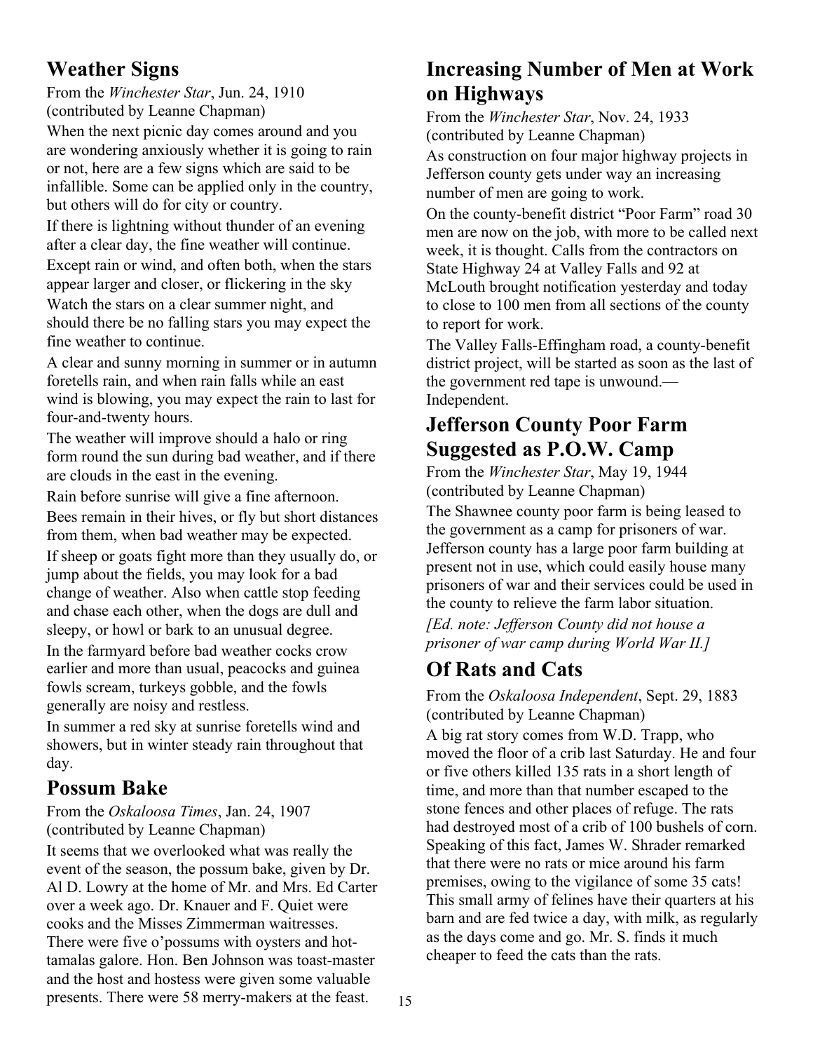## Weather Signs

From the *Winchester Star*, Jun. 24, 1910 (contributed by Leanne Chapman)

When the next picnic day comes around and you are wondering anxiously whether it is going to rain or not, here are a few signs which are said to be infallible. Some can be applied only in the country, but others will do for city or country.

If there is lightning without thunder of an evening after a clear day, the fine weather will continue.

Except rain or wind, and often both, when the stars appear larger and closer, or flickering in the sky

Watch the stars on a clear summer night, and should there be no falling stars you may expect the fine weather to continue.

A clear and sunny morning in summer or in autumn foretells rain, and when rain falls while an east wind is blowing, you may expect the rain to last for four-and-twenty hours.

The weather will improve should a halo or ring form round the sun during bad weather, and if there are clouds in the east in the evening.

Rain before sunrise will give a fine afternoon.

Bees remain in their hives, or fly but short distances from them, when bad weather may be expected.

If sheep or goats fight more than they usually do, or jump about the fields, you may look for a bad change of weather. Also when cattle stop feeding and chase each other, when the dogs are dull and sleepy, or howl or bark to an unusual degree.

In the farmyard before bad weather cocks crow earlier and more than usual, peacocks and guinea fowls scream, turkeys gobble, and the fowls generally are noisy and restless.

In summer a red sky at sunrise foretells wind and showers, but in winter steady rain throughout that day.

## Possum Bake

From the *Oskaloosa Times*, Jan. 24, 1907 (contributed by Leanne Chapman)

It seems that we overlooked what was really the event of the season, the possum bake, given by Dr. Al D. Lowry at the home of Mr. and Mrs. Ed Carter over a week ago. Dr. Knauer and F. Quiet were cooks and the Misses Zimmerman waitresses. There were five o'possums with oysters and hot-tamalas galore. Hon. Ben Johnson was toast-master and the host and hostess were given some valuable presents. There were 58 merry-makers at the feast.

## Increasing Number of Men at Work on Highways

From the *Winchester Star*, Nov. 24, 1933 (contributed by Leanne Chapman)

As construction on four major highway projects in Jefferson county gets under way an increasing number of men are going to work.

On the county-benefit district "Poor Farm" road 30 men are now on the job, with more to be called next week, it is thought. Calls from the contractors on State Highway 24 at Valley Falls and 92 at McLouth brought notification yesterday and today to close to 100 men from all sections of the county to report for work.

The Valley Falls-Effingham road, a county-benefit district project, will be started as soon as the last of the government red tape is unwound.—Independent.

## Jefferson County Poor Farm Suggested as P.O.W. Camp

From the *Winchester Star*, May 19, 1944 (contributed by Leanne Chapman)

The Shawnee county poor farm is being leased to the government as a camp for prisoners of war. Jefferson county has a large poor farm building at present not in use, which could easily house many prisoners of war and their services could be used in the county to relieve the farm labor situation.

*[Ed. note: Jefferson County did not house a prisoner of war camp during World War II.]*

## Of Rats and Cats

From the *Oskaloosa Independent*, Sept. 29, 1883 (contributed by Leanne Chapman)

A big rat story comes from W.D. Trapp, who moved the floor of a crib last Saturday. He and four or five others killed 135 rats in a short length of time, and more than that number escaped to the stone fences and other places of refuge. The rats had destroyed most of a crib of 100 bushels of corn. Speaking of this fact, James W. Shrader remarked that there were no rats or mice around his farm premises, owing to the vigilance of some 35 cats! This small army of felines have their quarters at his barn and are fed twice a day, with milk, as regularly as the days come and go. Mr. S. finds it much cheaper to feed the cats than the rats.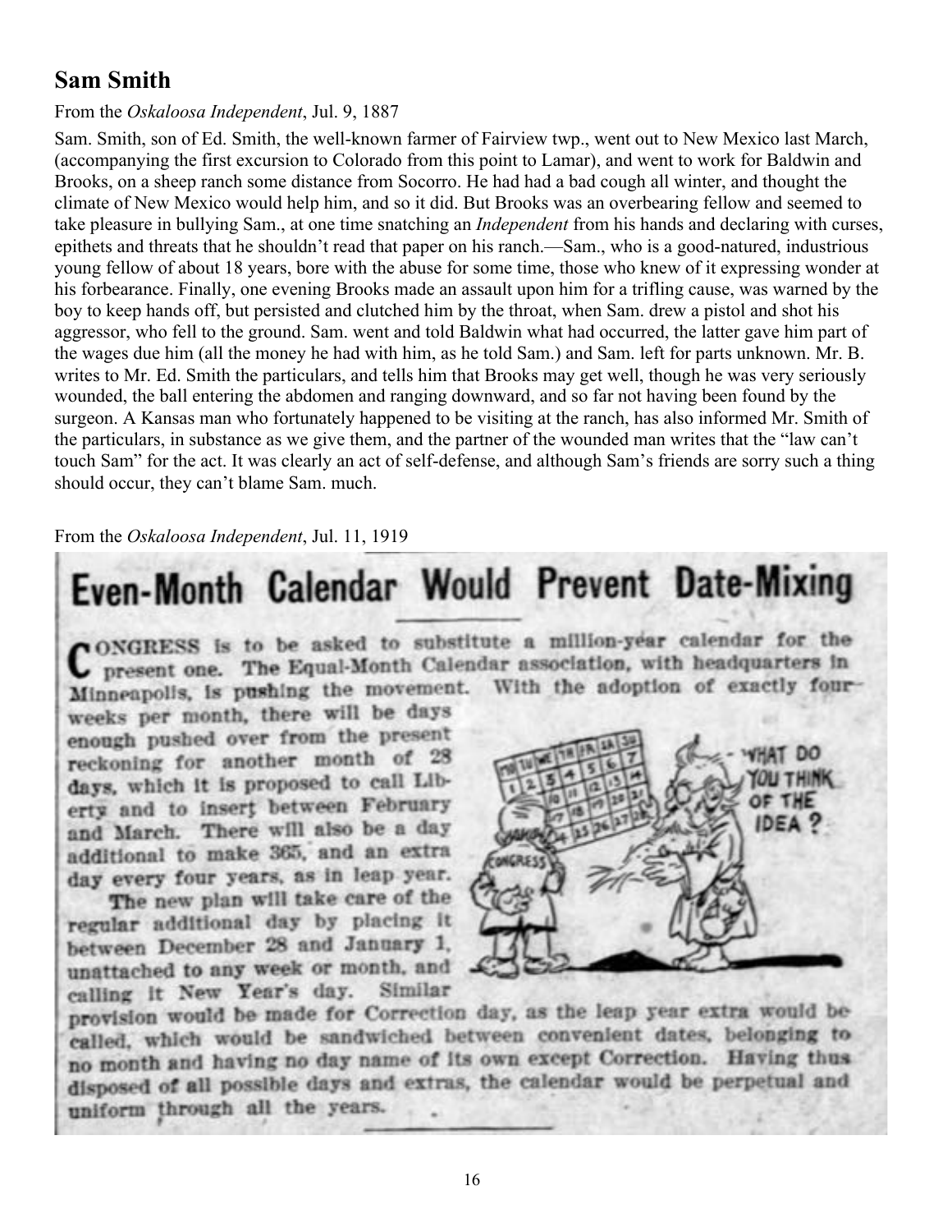## Sam Smith

From the *Oskaloosa Independent*, Jul. 9, 1887

Sam. Smith, son of Ed. Smith, the well-known farmer of Fairview twp., went out to New Mexico last March, (accompanying the first excursion to Colorado from this point to Lamar), and went to work for Baldwin and Brooks, on a sheep ranch some distance from Socorro. He had had a bad cough all winter, and thought the climate of New Mexico would help him, and so it did. But Brooks was an overbearing fellow and seemed to take pleasure in bullying Sam., at one time snatching an *Independent* from his hands and declaring with curses, epithets and threats that he shouldn't read that paper on his ranch.—Sam., who is a good-natured, industrious young fellow of about 18 years, bore with the abuse for some time, those who knew of it expressing wonder at his forbearance. Finally, one evening Brooks made an assault upon him for a trifling cause, was warned by the boy to keep hands off, but persisted and clutched him by the throat, when Sam. drew a pistol and shot his aggressor, who fell to the ground. Sam. went and told Baldwin what had occurred, the latter gave him part of the wages due him (all the money he had with him, as he told Sam.) and Sam. left for parts unknown. Mr. B. writes to Mr. Ed. Smith the particulars, and tells him that Brooks may get well, though he was very seriously wounded, the ball entering the abdomen and ranging downward, and so far not having been found by the surgeon. A Kansas man who fortunately happened to be visiting at the ranch, has also informed Mr. Smith of the particulars, in substance as we give them, and the partner of the wounded man writes that the "law can't touch Sam" for the act. It was clearly an act of self-defense, and although Sam's friends are sorry such a thing should occur, they can't blame Sam. much.

From the *Oskaloosa Independent*, Jul. 11, 1919

## Even-Month Calendar Would Prevent Date-Mixing

CONGRESS is to be asked to substitute a million-year calendar for the present one. The Equal-Month Calendar association, with headquarters in Minneapolis, is pushing the movement. With the adoption of exactly four weeks per month, there will be days enough pushed over from the present reckoning for another month of 28 days, which it is proposed to call Liberty and to insert between February and March. There will also be a day additional to make 365, and an extra day every four years, as in leap year.

The new plan will take care of the regular additional day by placing it between December 28 and January 1, unattached to any week or month, and calling it New Year's day. Similar provision would be made for Correction day, as the leap year extra would be called, which would be sandwiched between convenient dates, belonging to no month and having no day name of its own except Correction. Having thus disposed of all possible days and extras, the calendar would be perpetual and uniform through all the years.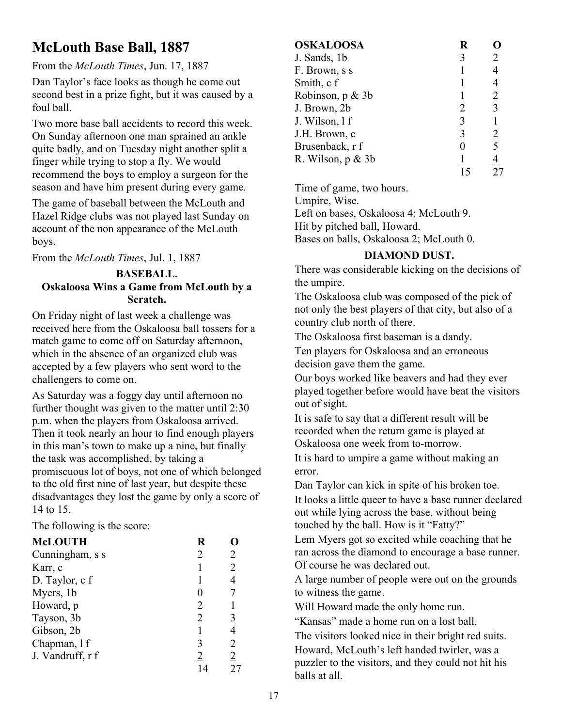# McLouth Base Ball, 1887

From the *McLouth Times*, Jun. 17, 1887

Dan Taylor's face looks as though he come out second best in a prize fight, but it was caused by a foul ball.

Two more base ball accidents to record this week. On Sunday afternoon one man sprained an ankle quite badly, and on Tuesday night another split a finger while trying to stop a fly. We would recommend the boys to employ a surgeon for the season and have him present during every game.

The game of baseball between the McLouth and Hazel Ridge clubs was not played last Sunday on account of the non appearance of the McLouth boys.

From the *McLouth Times*, Jul. 1, 1887

**BASEBALL.**

**Oskaloosa Wins a Game from McLouth by a Scratch.**

On Friday night of last week a challenge was received here from the Oskaloosa ball tossers for a match game to come off on Saturday afternoon, which in the absence of an organized club was accepted by a few players who sent word to the challengers to come on.

As Saturday was a foggy day until afternoon no further thought was given to the matter until 2:30 p.m. when the players from Oskaloosa arrived. Then it took nearly an hour to find enough players in this man's town to make up a nine, but finally the task was accomplished, by taking a promiscuous lot of boys, not one of which belonged to the old first nine of last year, but despite these disadvantages they lost the game by only a score of 14 to 15.

The following is the score:

| McLOUTH | R | O |
|---|---|---|
| Cunningham, s s | 2 | 2 |
| Karr, c | 1 | 2 |
| D. Taylor, c f | 1 | 4 |
| Myers, 1b | 0 | 7 |
| Howard, p | 2 | 1 |
| Tayson, 3b | 2 | 3 |
| Gibson, 2b | 1 | 4 |
| Chapman, l f | 3 | 2 |
| J. Vandruff, r f | 2 | 2 |
| | 14 | 27 |

| OSKALOOSA | R | O |
|---|---|---|
| J. Sands, 1b | 3 | 2 |
| F. Brown, s s | 1 | 4 |
| Smith, c f | 1 | 4 |
| Robinson, p & 3b | 1 | 2 |
| J. Brown, 2b | 2 | 3 |
| J. Wilson, l f | 3 | 1 |
| J.H. Brown, c | 3 | 2 |
| Brusenback, r f | 0 | 5 |
| R. Wilson, p & 3b | 1 | 4 |
| | 15 | 27 |

Time of game, two hours.
Umpire, Wise.
Left on bases, Oskaloosa 4; McLouth 9.
Hit by pitched ball, Howard.
Bases on balls, Oskaloosa 2; McLouth 0.

**DIAMOND DUST.**

There was considerable kicking on the decisions of the umpire.

The Oskaloosa club was composed of the pick of not only the best players of that city, but also of a country club north of there.

The Oskaloosa first baseman is a dandy.

Ten players for Oskaloosa and an erroneous decision gave them the game.

Our boys worked like beavers and had they ever played together before would have beat the visitors out of sight.

It is safe to say that a different result will be recorded when the return game is played at Oskaloosa one week from to-morrow.

It is hard to umpire a game without making an error.

Dan Taylor can kick in spite of his broken toe.

It looks a little queer to have a base runner declared out while lying across the base, without being touched by the ball. How is it "Fatty?"

Lem Myers got so excited while coaching that he ran across the diamond to encourage a base runner. Of course he was declared out.

A large number of people were out on the grounds to witness the game.

Will Howard made the only home run.

"Kansas" made a home run on a lost ball.

The visitors looked nice in their bright red suits.

Howard, McLouth's left handed twirler, was a puzzler to the visitors, and they could not hit his balls at all.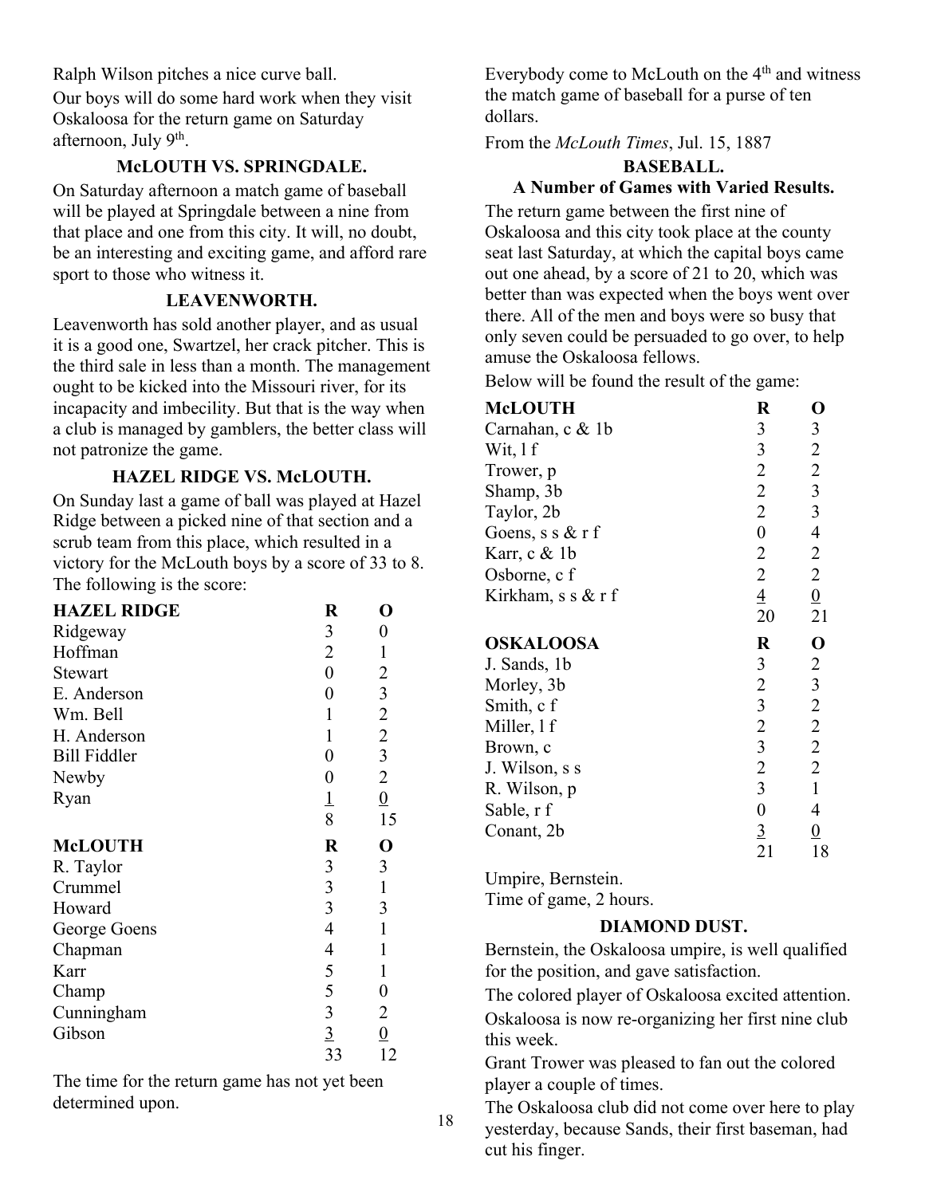Ralph Wilson pitches a nice curve ball.

Our boys will do some hard work when they visit Oskaloosa for the return game on Saturday afternoon, July 9th.

### McLOUTH VS. SPRINGDALE.

On Saturday afternoon a match game of baseball will be played at Springdale between a nine from that place and one from this city. It will, no doubt, be an interesting and exciting game, and afford rare sport to those who witness it.

### LEAVENWORTH.

Leavenworth has sold another player, and as usual it is a good one, Swartzel, her crack pitcher. This is the third sale in less than a month. The management ought to be kicked into the Missouri river, for its incapacity and imbecility. But that is the way when a club is managed by gamblers, the better class will not patronize the game.

### HAZEL RIDGE VS. McLOUTH.

On Sunday last a game of ball was played at Hazel Ridge between a picked nine of that section and a scrub team from this place, which resulted in a victory for the McLouth boys by a score of 33 to 8. The following is the score:

| HAZEL RIDGE | R | O |
|---|---|---|
| Ridgeway | 3 | 0 |
| Hoffman | 2 | 1 |
| Stewart | 0 | 2 |
| E. Anderson | 0 | 3 |
| Wm. Bell | 1 | 2 |
| H. Anderson | 1 | 2 |
| Bill Fiddler | 0 | 3 |
| Newby | 0 | 2 |
| Ryan | 1 | 0 |
| | 8 | 15 |

| McLOUTH | R | O |
|---|---|---|
| R. Taylor | 3 | 3 |
| Crummel | 3 | 1 |
| Howard | 3 | 3 |
| George Goens | 4 | 1 |
| Chapman | 4 | 1 |
| Karr | 5 | 1 |
| Champ | 5 | 0 |
| Cunningham | 3 | 2 |
| Gibson | 3 | 0 |
| | 33 | 12 |

The time for the return game has not yet been determined upon.

Everybody come to McLouth on the 4th and witness the match game of baseball for a purse of ten dollars.

From the *McLouth Times*, Jul. 15, 1887

### BASEBALL.
### A Number of Games with Varied Results.

The return game between the first nine of Oskaloosa and this city took place at the county seat last Saturday, at which the capital boys came out one ahead, by a score of 21 to 20, which was better than was expected when the boys went over there. All of the men and boys were so busy that only seven could be persuaded to go over, to help amuse the Oskaloosa fellows.

Below will be found the result of the game:

| McLOUTH | R | O |
|---|---|---|
| Carnahan, c & 1b | 3 | 3 |
| Wit, l f | 3 | 2 |
| Trower, p | 2 | 2 |
| Shamp, 3b | 2 | 3 |
| Taylor, 2b | 2 | 3 |
| Goens, s s & r f | 0 | 4 |
| Karr, c & 1b | 2 | 2 |
| Osborne, c f | 2 | 2 |
| Kirkham, s s & r f | 4 | 0 |
| | 20 | 21 |

| OSKALOOSA | R | O |
|---|---|---|
| J. Sands, 1b | 3 | 2 |
| Morley, 3b | 2 | 3 |
| Smith, c f | 3 | 2 |
| Miller, l f | 2 | 2 |
| Brown, c | 3 | 2 |
| J. Wilson, s s | 2 | 2 |
| R. Wilson, p | 3 | 1 |
| Sable, r f | 0 | 4 |
| Conant, 2b | 3 | 0 |
| | 21 | 18 |

Umpire, Bernstein.

Time of game, 2 hours.

### DIAMOND DUST.

Bernstein, the Oskaloosa umpire, is well qualified for the position, and gave satisfaction.

The colored player of Oskaloosa excited attention.

Oskaloosa is now re-organizing her first nine club this week.

Grant Trower was pleased to fan out the colored player a couple of times.

The Oskaloosa club did not come over here to play yesterday, because Sands, their first baseman, had cut his finger.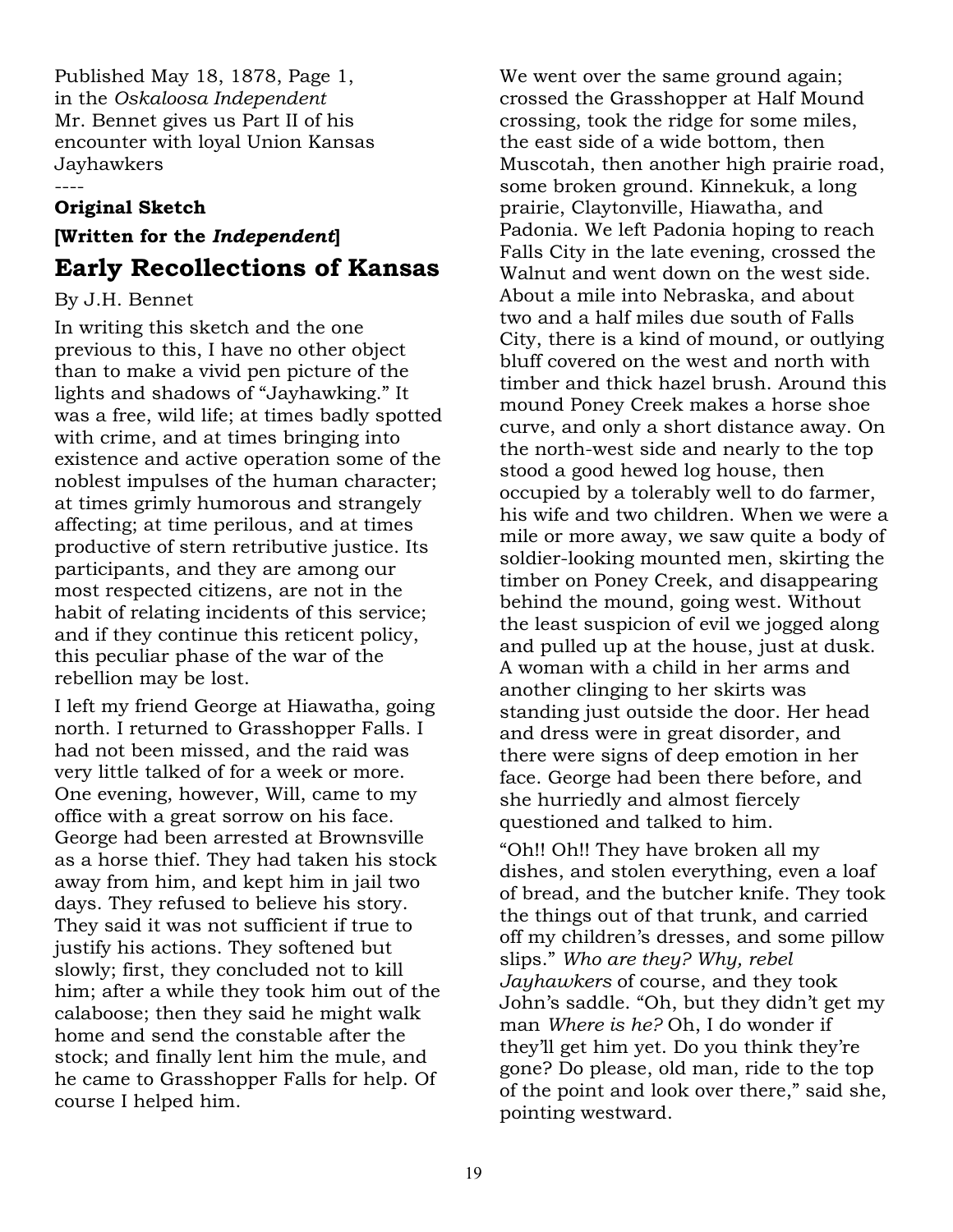Published May 18, 1878, Page 1, in the *Oskaloosa Independent*
Mr. Bennet gives us Part II of his encounter with loyal Union Kansas Jayhawkers

----

**Original Sketch**

**[Written for the *Independent*]**

## Early Recollections of Kansas

By J.H. Bennet

In writing this sketch and the one previous to this, I have no other object than to make a vivid pen picture of the lights and shadows of "Jayhawking." It was a free, wild life; at times badly spotted with crime, and at times bringing into existence and active operation some of the noblest impulses of the human character; at times grimly humorous and strangely affecting; at time perilous, and at times productive of stern retributive justice. Its participants, and they are among our most respected citizens, are not in the habit of relating incidents of this service; and if they continue this reticent policy, this peculiar phase of the war of the rebellion may be lost.

I left my friend George at Hiawatha, going north. I returned to Grasshopper Falls. I had not been missed, and the raid was very little talked of for a week or more. One evening, however, Will, came to my office with a great sorrow on his face. George had been arrested at Brownsville as a horse thief. They had taken his stock away from him, and kept him in jail two days. They refused to believe his story. They said it was not sufficient if true to justify his actions. They softened but slowly; first, they concluded not to kill him; after a while they took him out of the calaboose; then they said he might walk home and send the constable after the stock; and finally lent him the mule, and he came to Grasshopper Falls for help. Of course I helped him.

We went over the same ground again; crossed the Grasshopper at Half Mound crossing, took the ridge for some miles, the east side of a wide bottom, then Muscotah, then another high prairie road, some broken ground. Kinnekuk, a long prairie, Claytonville, Hiawatha, and Padonia. We left Padonia hoping to reach Falls City in the late evening, crossed the Walnut and went down on the west side. About a mile into Nebraska, and about two and a half miles due south of Falls City, there is a kind of mound, or outlying bluff covered on the west and north with timber and thick hazel brush. Around this mound Poney Creek makes a horse shoe curve, and only a short distance away. On the north-west side and nearly to the top stood a good hewed log house, then occupied by a tolerably well to do farmer, his wife and two children. When we were a mile or more away, we saw quite a body of soldier-looking mounted men, skirting the timber on Poney Creek, and disappearing behind the mound, going west. Without the least suspicion of evil we jogged along and pulled up at the house, just at dusk. A woman with a child in her arms and another clinging to her skirts was standing just outside the door. Her head and dress were in great disorder, and there were signs of deep emotion in her face. George had been there before, and she hurriedly and almost fiercely questioned and talked to him.

"Oh!! Oh!! They have broken all my dishes, and stolen everything, even a loaf of bread, and the butcher knife. They took the things out of that trunk, and carried off my children's dresses, and some pillow slips." *Who are they? Why, rebel Jayhawkers* of course, and they took John's saddle. "Oh, but they didn't get my man *Where is he?* Oh, I do wonder if they'll get him yet. Do you think they're gone? Do please, old man, ride to the top of the point and look over there," said she, pointing westward.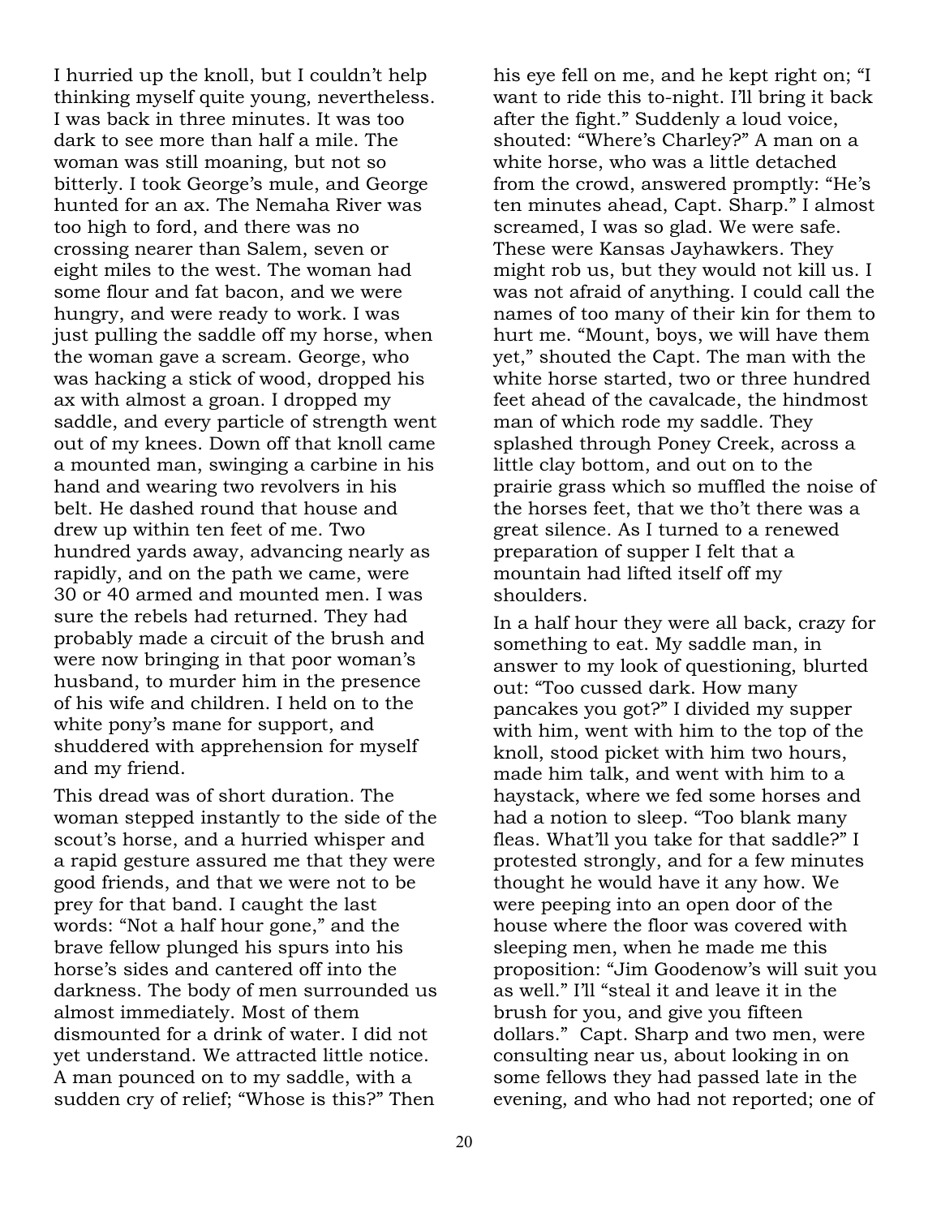I hurried up the knoll, but I couldn't help thinking myself quite young, nevertheless. I was back in three minutes. It was too dark to see more than half a mile. The woman was still moaning, but not so bitterly. I took George's mule, and George hunted for an ax. The Nemaha River was too high to ford, and there was no crossing nearer than Salem, seven or eight miles to the west. The woman had some flour and fat bacon, and we were hungry, and were ready to work. I was just pulling the saddle off my horse, when the woman gave a scream. George, who was hacking a stick of wood, dropped his ax with almost a groan. I dropped my saddle, and every particle of strength went out of my knees. Down off that knoll came a mounted man, swinging a carbine in his hand and wearing two revolvers in his belt. He dashed round that house and drew up within ten feet of me. Two hundred yards away, advancing nearly as rapidly, and on the path we came, were 30 or 40 armed and mounted men. I was sure the rebels had returned. They had probably made a circuit of the brush and were now bringing in that poor woman's husband, to murder him in the presence of his wife and children. I held on to the white pony's mane for support, and shuddered with apprehension for myself and my friend.

This dread was of short duration. The woman stepped instantly to the side of the scout's horse, and a hurried whisper and a rapid gesture assured me that they were good friends, and that we were not to be prey for that band. I caught the last words: "Not a half hour gone," and the brave fellow plunged his spurs into his horse's sides and cantered off into the darkness. The body of men surrounded us almost immediately. Most of them dismounted for a drink of water. I did not yet understand. We attracted little notice. A man pounced on to my saddle, with a sudden cry of relief; "Whose is this?" Then his eye fell on me, and he kept right on; "I want to ride this to-night. I'll bring it back after the fight." Suddenly a loud voice, shouted: "Where's Charley?" A man on a white horse, who was a little detached from the crowd, answered promptly: "He's ten minutes ahead, Capt. Sharp." I almost screamed, I was so glad. We were safe. These were Kansas Jayhawkers. They might rob us, but they would not kill us. I was not afraid of anything. I could call the names of too many of their kin for them to hurt me. "Mount, boys, we will have them yet," shouted the Capt. The man with the white horse started, two or three hundred feet ahead of the cavalcade, the hindmost man of which rode my saddle. They splashed through Poney Creek, across a little clay bottom, and out on to the prairie grass which so muffled the noise of the horses feet, that we tho't there was a great silence. As I turned to a renewed preparation of supper I felt that a mountain had lifted itself off my shoulders.

In a half hour they were all back, crazy for something to eat. My saddle man, in answer to my look of questioning, blurted out: "Too cussed dark. How many pancakes you got?" I divided my supper with him, went with him to the top of the knoll, stood picket with him two hours, made him talk, and went with him to a haystack, where we fed some horses and had a notion to sleep. "Too blank many fleas. What'll you take for that saddle?" I protested strongly, and for a few minutes thought he would have it any how. We were peeping into an open door of the house where the floor was covered with sleeping men, when he made me this proposition: "Jim Goodenow's will suit you as well." I'll "steal it and leave it in the brush for you, and give you fifteen dollars." Capt. Sharp and two men, were consulting near us, about looking in on some fellows they had passed late in the evening, and who had not reported; one of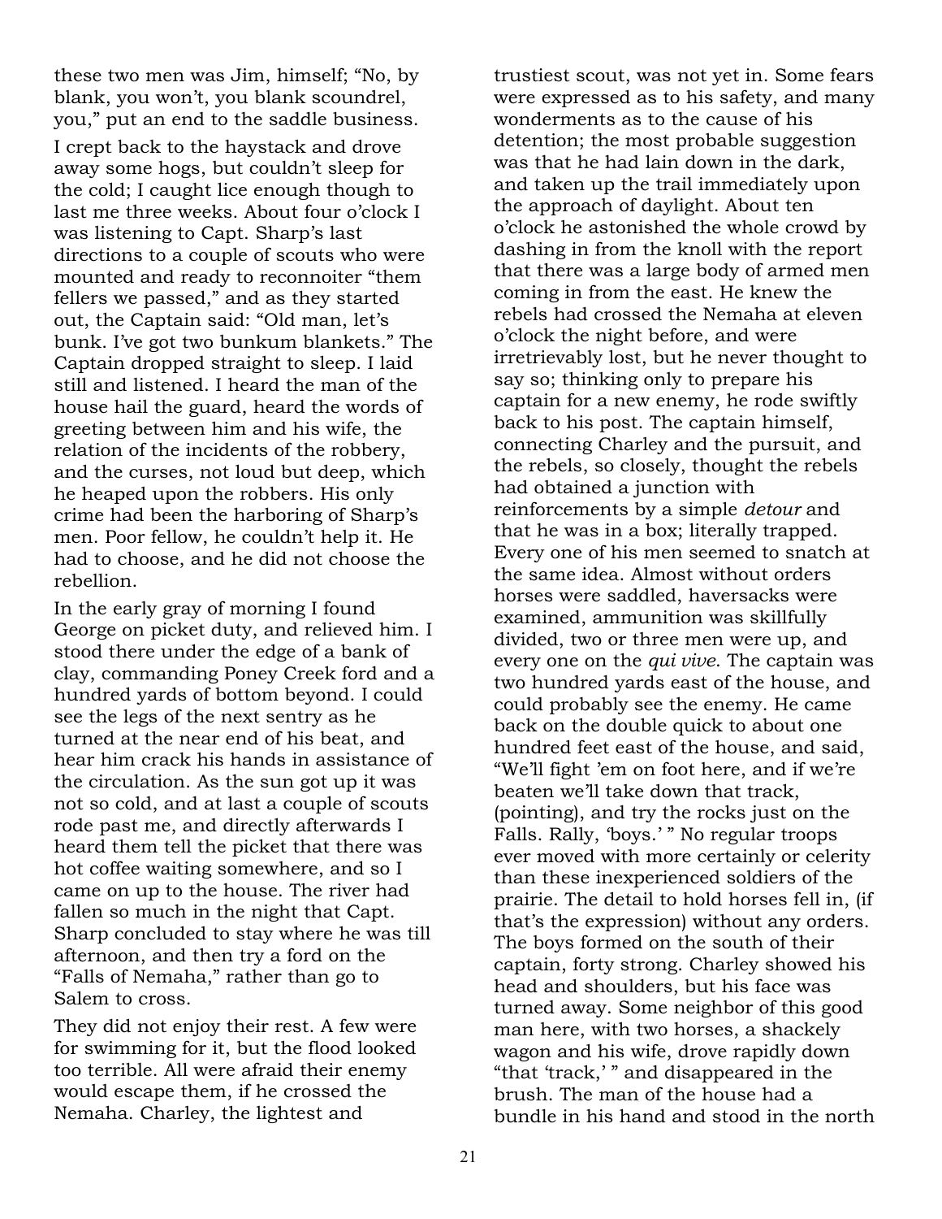these two men was Jim, himself; "No, by blank, you won't, you blank scoundrel, you," put an end to the saddle business.

I crept back to the haystack and drove away some hogs, but couldn't sleep for the cold; I caught lice enough though to last me three weeks. About four o'clock I was listening to Capt. Sharp's last directions to a couple of scouts who were mounted and ready to reconnoiter "them fellers we passed," and as they started out, the Captain said: "Old man, let's bunk. I've got two bunkum blankets." The Captain dropped straight to sleep. I laid still and listened. I heard the man of the house hail the guard, heard the words of greeting between him and his wife, the relation of the incidents of the robbery, and the curses, not loud but deep, which he heaped upon the robbers. His only crime had been the harboring of Sharp's men. Poor fellow, he couldn't help it. He had to choose, and he did not choose the rebellion.

In the early gray of morning I found George on picket duty, and relieved him. I stood there under the edge of a bank of clay, commanding Poney Creek ford and a hundred yards of bottom beyond. I could see the legs of the next sentry as he turned at the near end of his beat, and hear him crack his hands in assistance of the circulation. As the sun got up it was not so cold, and at last a couple of scouts rode past me, and directly afterwards I heard them tell the picket that there was hot coffee waiting somewhere, and so I came on up to the house. The river had fallen so much in the night that Capt. Sharp concluded to stay where he was till afternoon, and then try a ford on the "Falls of Nemaha," rather than go to Salem to cross.

They did not enjoy their rest. A few were for swimming for it, but the flood looked too terrible. All were afraid their enemy would escape them, if he crossed the Nemaha. Charley, the lightest and trustiest scout, was not yet in. Some fears were expressed as to his safety, and many wonderments as to the cause of his detention; the most probable suggestion was that he had lain down in the dark, and taken up the trail immediately upon the approach of daylight. About ten o'clock he astonished the whole crowd by dashing in from the knoll with the report that there was a large body of armed men coming in from the east. He knew the rebels had crossed the Nemaha at eleven o'clock the night before, and were irretrievably lost, but he never thought to say so; thinking only to prepare his captain for a new enemy, he rode swiftly back to his post. The captain himself, connecting Charley and the pursuit, and the rebels, so closely, thought the rebels had obtained a junction with reinforcements by a simple *detour* and that he was in a box; literally trapped. Every one of his men seemed to snatch at the same idea. Almost without orders horses were saddled, haversacks were examined, ammunition was skillfully divided, two or three men were up, and every one on the *qui vive*. The captain was two hundred yards east of the house, and could probably see the enemy. He came back on the double quick to about one hundred feet east of the house, and said, "We'll fight 'em on foot here, and if we're beaten we'll take down that track, (pointing), and try the rocks just on the Falls. Rally, 'boys.' " No regular troops ever moved with more certainly or celerity than these inexperienced soldiers of the prairie. The detail to hold horses fell in, (if that's the expression) without any orders. The boys formed on the south of their captain, forty strong. Charley showed his head and shoulders, but his face was turned away. Some neighbor of this good man here, with two horses, a shackely wagon and his wife, drove rapidly down "that 'track,' " and disappeared in the brush. The man of the house had a bundle in his hand and stood in the north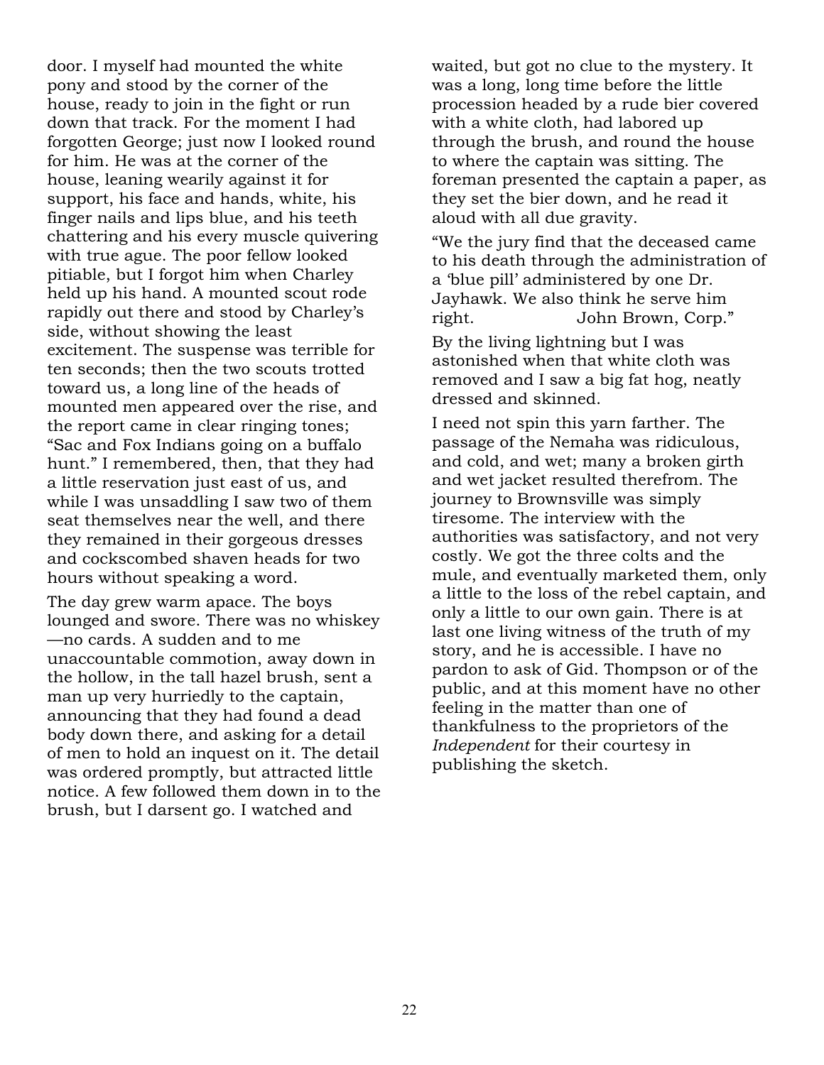door. I myself had mounted the white pony and stood by the corner of the house, ready to join in the fight or run down that track. For the moment I had forgotten George; just now I looked round for him. He was at the corner of the house, leaning wearily against it for support, his face and hands, white, his finger nails and lips blue, and his teeth chattering and his every muscle quivering with true ague. The poor fellow looked pitiable, but I forgot him when Charley held up his hand. A mounted scout rode rapidly out there and stood by Charley's side, without showing the least excitement. The suspense was terrible for ten seconds; then the two scouts trotted toward us, a long line of the heads of mounted men appeared over the rise, and the report came in clear ringing tones; "Sac and Fox Indians going on a buffalo hunt." I remembered, then, that they had a little reservation just east of us, and while I was unsaddling I saw two of them seat themselves near the well, and there they remained in their gorgeous dresses and cockscombed shaven heads for two hours without speaking a word.

The day grew warm apace. The boys lounged and swore. There was no whiskey—no cards. A sudden and to me unaccountable commotion, away down in the hollow, in the tall hazel brush, sent a man up very hurriedly to the captain, announcing that they had found a dead body down there, and asking for a detail of men to hold an inquest on it. The detail was ordered promptly, but attracted little notice. A few followed them down in to the brush, but I darsent go. I watched and waited, but got no clue to the mystery. It was a long, long time before the little procession headed by a rude bier covered with a white cloth, had labored up through the brush, and round the house to where the captain was sitting. The foreman presented the captain a paper, as they set the bier down, and he read it aloud with all due gravity.

"We the jury find that the deceased came to his death through the administration of a 'blue pill' administered by one Dr. Jayhawk. We also think he serve him right. John Brown, Corp."

By the living lightning but I was astonished when that white cloth was removed and I saw a big fat hog, neatly dressed and skinned.

I need not spin this yarn farther. The passage of the Nemaha was ridiculous, and cold, and wet; many a broken girth and wet jacket resulted therefrom. The journey to Brownsville was simply tiresome. The interview with the authorities was satisfactory, and not very costly. We got the three colts and the mule, and eventually marketed them, only a little to the loss of the rebel captain, and only a little to our own gain. There is at last one living witness of the truth of my story, and he is accessible. I have no pardon to ask of Gid. Thompson or of the public, and at this moment have no other feeling in the matter than one of thankfulness to the proprietors of the *Independent* for their courtesy in publishing the sketch.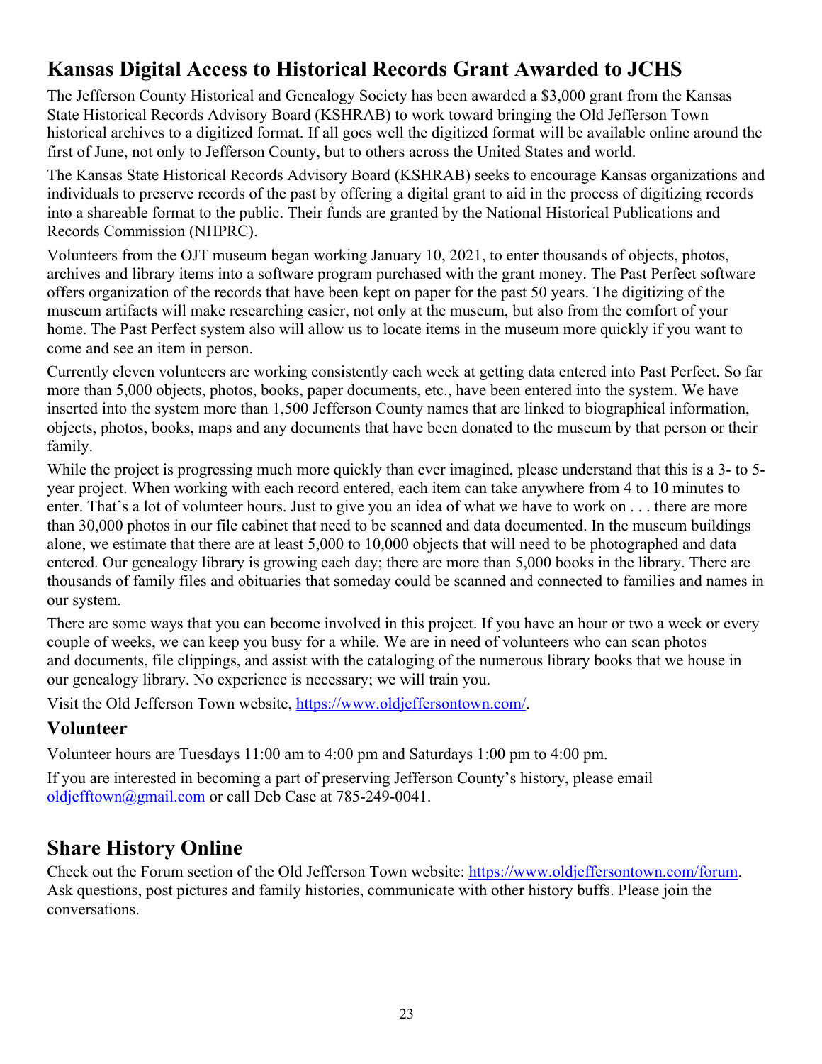## Kansas Digital Access to Historical Records Grant Awarded to JCHS

The Jefferson County Historical and Genealogy Society has been awarded a $3,000 grant from the Kansas State Historical Records Advisory Board (KSHRAB) to work toward bringing the Old Jefferson Town historical archives to a digitized format. If all goes well the digitized format will be available online around the first of June, not only to Jefferson County, but to others across the United States and world.

The Kansas State Historical Records Advisory Board (KSHRAB) seeks to encourage Kansas organizations and individuals to preserve records of the past by offering a digital grant to aid in the process of digitizing records into a shareable format to the public. Their funds are granted by the National Historical Publications and Records Commission (NHPRC).

Volunteers from the OJT museum began working January 10, 2021, to enter thousands of objects, photos, archives and library items into a software program purchased with the grant money. The Past Perfect software offers organization of the records that have been kept on paper for the past 50 years. The digitizing of the museum artifacts will make researching easier, not only at the museum, but also from the comfort of your home. The Past Perfect system also will allow us to locate items in the museum more quickly if you want to come and see an item in person.

Currently eleven volunteers are working consistently each week at getting data entered into Past Perfect. So far more than 5,000 objects, photos, books, paper documents, etc., have been entered into the system. We have inserted into the system more than 1,500 Jefferson County names that are linked to biographical information, objects, photos, books, maps and any documents that have been donated to the museum by that person or their family.

While the project is progressing much more quickly than ever imagined, please understand that this is a 3- to 5-year project. When working with each record entered, each item can take anywhere from 4 to 10 minutes to enter. That's a lot of volunteer hours. Just to give you an idea of what we have to work on . . . there are more than 30,000 photos in our file cabinet that need to be scanned and data documented. In the museum buildings alone, we estimate that there are at least 5,000 to 10,000 objects that will need to be photographed and data entered. Our genealogy library is growing each day; there are more than 5,000 books in the library. There are thousands of family files and obituaries that someday could be scanned and connected to families and names in our system.

There are some ways that you can become involved in this project. If you have an hour or two a week or every couple of weeks, we can keep you busy for a while. We are in need of volunteers who can scan photos and documents, file clippings, and assist with the cataloging of the numerous library books that we house in our genealogy library. No experience is necessary; we will train you.

Visit the Old Jefferson Town website, [https://www.oldjeffersontown.com/](https://www.oldjeffersontown.com/).

### Volunteer

Volunteer hours are Tuesdays 11:00 am to 4:00 pm and Saturdays 1:00 pm to 4:00 pm.

If you are interested in becoming a part of preserving Jefferson County's history, please email [oldjefftown@gmail.com](mailto:oldjefftown@gmail.com) or call Deb Case at 785-249-0041.

## Share History Online

Check out the Forum section of the Old Jefferson Town website: [https://www.oldjeffersontown.com/forum](https://www.oldjeffersontown.com/forum). Ask questions, post pictures and family histories, communicate with other history buffs. Please join the conversations.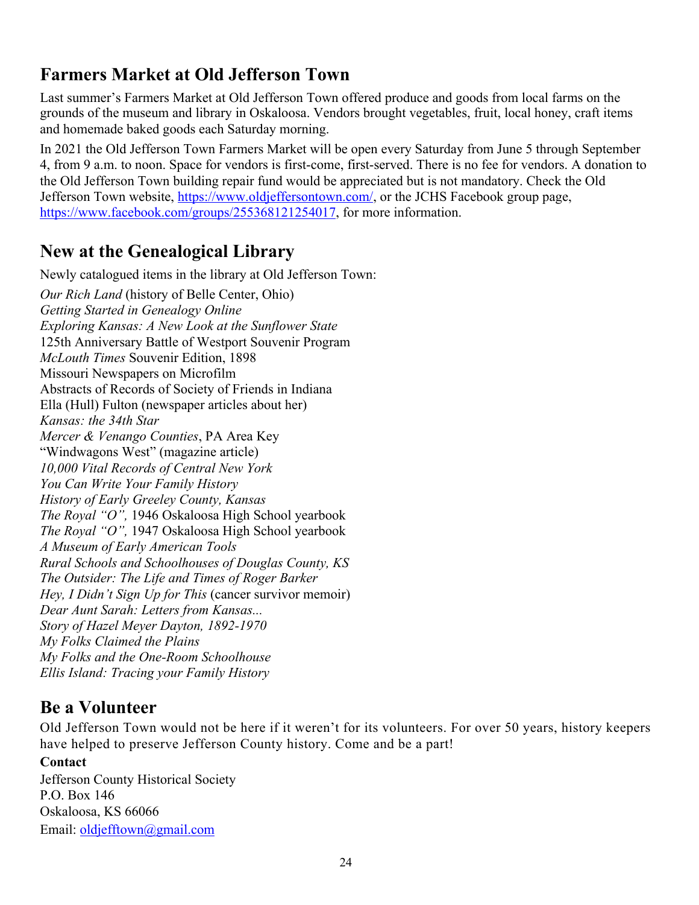## Farmers Market at Old Jefferson Town

Last summer's Farmers Market at Old Jefferson Town offered produce and goods from local farms on the grounds of the museum and library in Oskaloosa. Vendors brought vegetables, fruit, local honey, craft items and homemade baked goods each Saturday morning.

In 2021 the Old Jefferson Town Farmers Market will be open every Saturday from June 5 through September 4, from 9 a.m. to noon. Space for vendors is first-come, first-served. There is no fee for vendors. A donation to the Old Jefferson Town building repair fund would be appreciated but is not mandatory. Check the Old Jefferson Town website, https://www.oldjeffersontown.com/, or the JCHS Facebook group page, https://www.facebook.com/groups/255368121254017, for more information.

## New at the Genealogical Library

Newly catalogued items in the library at Old Jefferson Town:

*Our Rich Land* (history of Belle Center, Ohio)
*Getting Started in Genealogy Online*
*Exploring Kansas: A New Look at the Sunflower State*
125th Anniversary Battle of Westport Souvenir Program
*McLouth Times* Souvenir Edition, 1898
Missouri Newspapers on Microfilm
Abstracts of Records of Society of Friends in Indiana
Ella (Hull) Fulton (newspaper articles about her)
*Kansas: the 34th Star*
*Mercer & Venango Counties*, PA Area Key
"Windwagons West" (magazine article)
*10,000 Vital Records of Central New York*
*You Can Write Your Family History*
*History of Early Greeley County, Kansas*
*The Royal "O",* 1946 Oskaloosa High School yearbook
*The Royal "O",* 1947 Oskaloosa High School yearbook
*A Museum of Early American Tools*
*Rural Schools and Schoolhouses of Douglas County, KS*
*The Outsider: The Life and Times of Roger Barker*
*Hey, I Didn't Sign Up for This* (cancer survivor memoir)
*Dear Aunt Sarah: Letters from Kansas...*
*Story of Hazel Meyer Dayton, 1892-1970*
*My Folks Claimed the Plains*
*My Folks and the One-Room Schoolhouse*
*Ellis Island: Tracing your Family History*

## Be a Volunteer

Old Jefferson Town would not be here if it weren't for its volunteers. For over 50 years, history keepers have helped to preserve Jefferson County history. Come and be a part!

**Contact**
Jefferson County Historical Society
P.O. Box 146
Oskaloosa, KS 66066
Email: oldjefftown@gmail.com